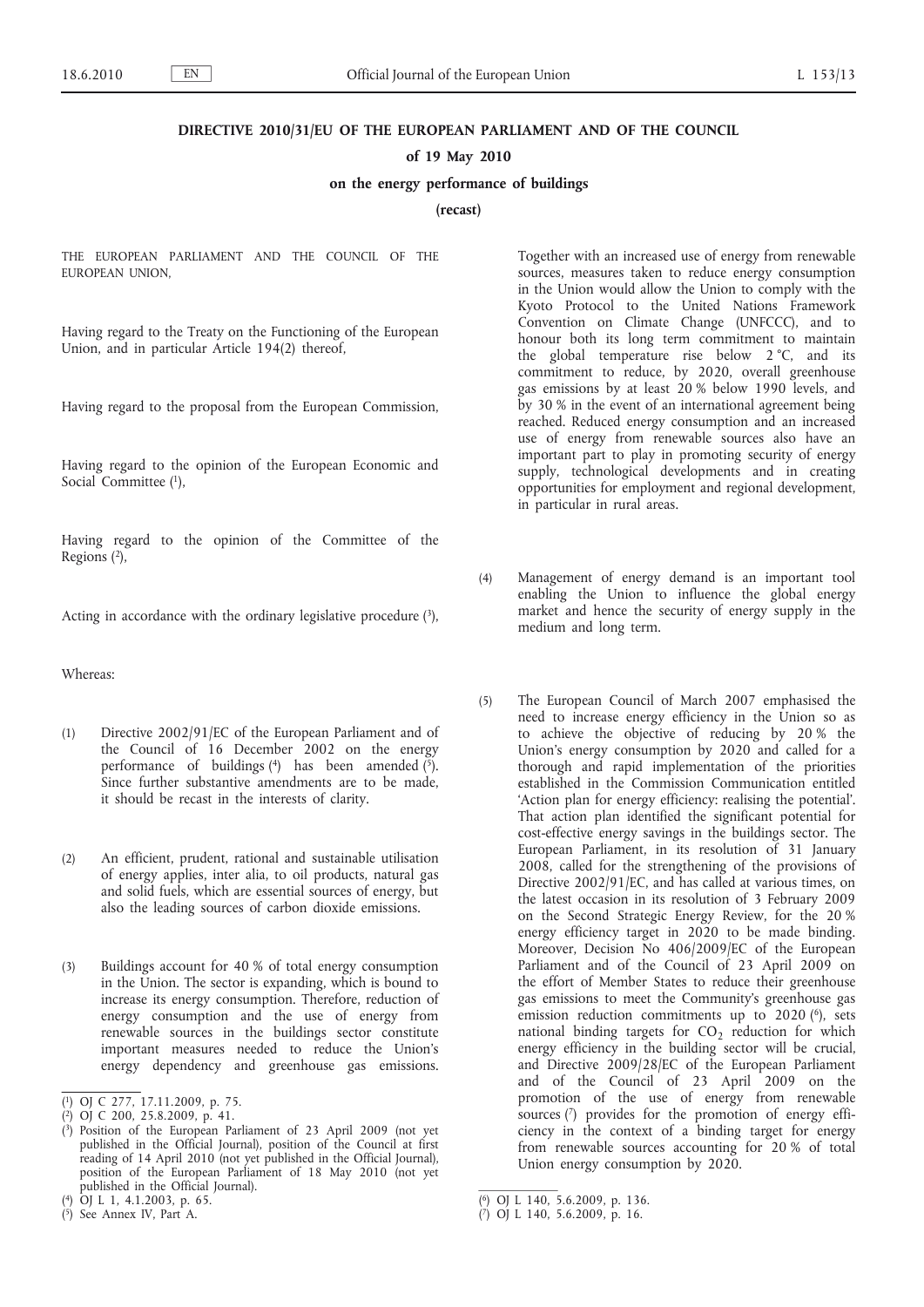# DIRECTIVE 2010/31/EU OF THE EUROPEAN PARLIAMENT AND OF THE COUNCIL

## of 19 May 2010

## on the energy performance of buildings

## (recast)

THE EUROPEAN PARLIAMENT AND THE COUNCIL OF THE EUROPEAN UNION,

Having regard to the Treaty on the Functioning of the European Union, and in particular Article 194(2) thereof,

Having regard to the proposal from the European Commission,

Having regard to the opinion of the European Economic and Social Committee [1],

Having regard to the opinion of the Committee of the Regions [2],

Acting in accordance with the ordinary legislative procedure [3],

Whereas:

(1) Directive 2002/91/EC of the European Parliament and of the Council of 16 December 2002 on the energy performance of buildings [4] has been amended [5]. Since further substantive amendments are to be made, it should be recast in the interests of clarity.

(2) An efficient, prudent, rational and sustainable utilisation of energy applies, inter alia, to oil products, natural gas and solid fuels, which are essential sources of energy, but also the leading sources of carbon dioxide emissions.

(3) Buildings account for 40 % of total energy consumption in the Union. The sector is expanding, which is bound to increase its energy consumption. Therefore, reduction of energy consumption and the use of energy from renewable sources in the buildings sector constitute important measures needed to reduce the Union's energy dependency and greenhouse gas emissions. Together with an increased use of energy from renewable sources, measures taken to reduce energy consumption in the Union would allow the Union to comply with the Kyoto Protocol to the United Nations Framework Convention on Climate Change (UNFCCC), and to honour both its long term commitment to maintain the global temperature rise below 2 °C, and its commitment to reduce, by 2020, overall greenhouse gas emissions by at least 20 % below 1990 levels, and by 30 % in the event of an international agreement being reached. Reduced energy consumption and an increased use of energy from renewable sources also have an important part to play in promoting security of energy supply, technological developments and in creating opportunities for employment and regional development, in particular in rural areas.

(4) Management of energy demand is an important tool enabling the Union to influence the global energy market and hence the security of energy supply in the medium and long term.

(5) The European Council of March 2007 emphasised the need to increase energy efficiency in the Union so as to achieve the objective of reducing by 20 % the Union's energy consumption by 2020 and called for a thorough and rapid implementation of the priorities established in the Commission Communication entitled 'Action plan for energy efficiency: realising the potential'. That action plan identified the significant potential for cost-effective energy savings in the buildings sector. The European Parliament, in its resolution of 31 January 2008, called for the strengthening of the provisions of Directive 2002/91/EC, and has called at various times, on the latest occasion in its resolution of 3 February 2009 on the Second Strategic Energy Review, for the 20 % energy efficiency target in 2020 to be made binding. Moreover, Decision No 406/2009/EC of the European Parliament and of the Council of 23 April 2009 on the effort of Member States to reduce their greenhouse gas emissions to meet the Community's greenhouse gas emission reduction commitments up to 2020 [6], sets national binding targets for $CO_2$ reduction for which energy efficiency in the building sector will be crucial, and Directive 2009/28/EC of the European Parliament and of the Council of 23 April 2009 on the promotion of the use of energy from renewable sources [7] provides for the promotion of energy efficiency in the context of a binding target for energy from renewable sources accounting for 20 % of total Union energy consumption by 2020.

---

[1] OJ C 277, 17.11.2009, p. 75.

[2] OJ C 200, 25.8.2009, p. 41.

[3] Position of the European Parliament of 23 April 2009 (not yet published in the Official Journal), position of the Council at first reading of 14 April 2010 (not yet published in the Official Journal), position of the European Parliament of 18 May 2010 (not yet published in the Official Journal).

[4] OJ L 1, 4.1.2003, p. 65.

[5] See Annex IV, Part A.

[6] OJ L 140, 5.6.2009, p. 136.

[7] OJ L 140, 5.6.2009, p. 16.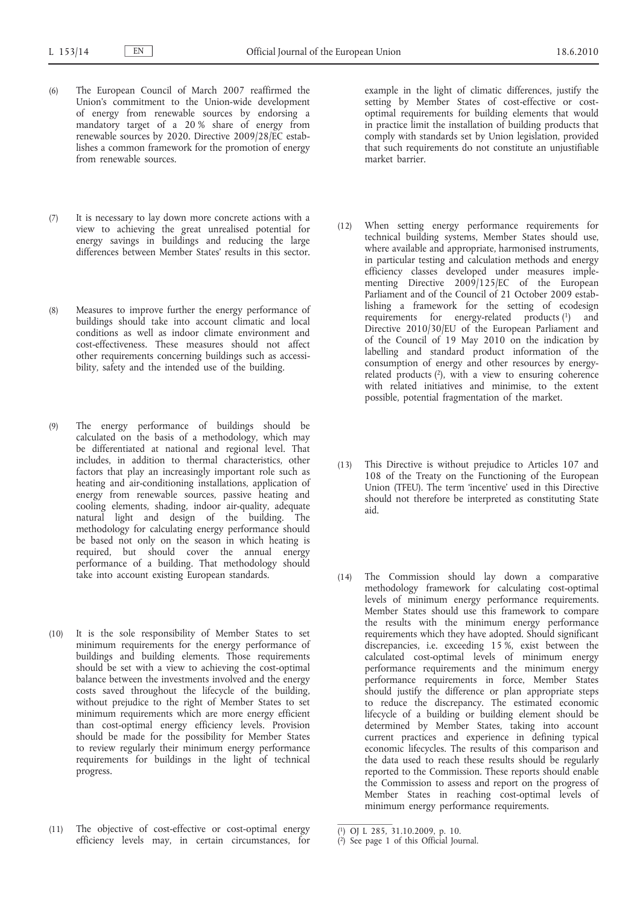(6) The European Council of March 2007 reaffirmed the Union's commitment to the Union-wide development of energy from renewable sources by endorsing a mandatory target of a 20 % share of energy from renewable sources by 2020. Directive 2009/28/EC establishes a common framework for the promotion of energy from renewable sources.

(7) It is necessary to lay down more concrete actions with a view to achieving the great unrealised potential for energy savings in buildings and reducing the large differences between Member States' results in this sector.

(8) Measures to improve further the energy performance of buildings should take into account climatic and local conditions as well as indoor climate environment and cost-effectiveness. These measures should not affect other requirements concerning buildings such as accessibility, safety and the intended use of the building.

(9) The energy performance of buildings should be calculated on the basis of a methodology, which may be differentiated at national and regional level. That includes, in addition to thermal characteristics, other factors that play an increasingly important role such as heating and air-conditioning installations, application of energy from renewable sources, passive heating and cooling elements, shading, indoor air-quality, adequate natural light and design of the building. The methodology for calculating energy performance should be based not only on the season in which heating is required, but should cover the annual energy performance of a building. That methodology should take into account existing European standards.

(10) It is the sole responsibility of Member States to set minimum requirements for the energy performance of buildings and building elements. Those requirements should be set with a view to achieving the cost-optimal balance between the investments involved and the energy costs saved throughout the lifecycle of the building, without prejudice to the right of Member States to set minimum requirements which are more energy efficient than cost-optimal energy efficiency levels. Provision should be made for the possibility for Member States to review regularly their minimum energy performance requirements for buildings in the light of technical progress.

(11) The objective of cost-effective or cost-optimal energy efficiency levels may, in certain circumstances, for example in the light of climatic differences, justify the setting by Member States of cost-effective or cost-optimal requirements for building elements that would in practice limit the installation of building products that comply with standards set by Union legislation, provided that such requirements do not constitute an unjustifiable market barrier.

(12) When setting energy performance requirements for technical building systems, Member States should use, where available and appropriate, harmonised instruments, in particular testing and calculation methods and energy efficiency classes developed under measures implementing Directive 2009/125/EC of the European Parliament and of the Council of 21 October 2009 establishing a framework for the setting of ecodesign requirements for energy-related products [1] and Directive 2010/30/EU of the European Parliament and of the Council of 19 May 2010 on the indication by labelling and standard product information of the consumption of energy and other resources by energy-related products [2], with a view to ensuring coherence with related initiatives and minimise, to the extent possible, potential fragmentation of the market.

(13) This Directive is without prejudice to Articles 107 and 108 of the Treaty on the Functioning of the European Union (TFEU). The term 'incentive' used in this Directive should not therefore be interpreted as constituting State aid.

(14) The Commission should lay down a comparative methodology framework for calculating cost-optimal levels of minimum energy performance requirements. Member States should use this framework to compare the results with the minimum energy performance requirements which they have adopted. Should significant discrepancies, i.e. exceeding 15 %, exist between the calculated cost-optimal levels of minimum energy performance requirements and the minimum energy performance requirements in force, Member States should justify the difference or plan appropriate steps to reduce the discrepancy. The estimated economic lifecycle of a building or building element should be determined by Member States, taking into account current practices and experience in defining typical economic lifecycles. The results of this comparison and the data used to reach these results should be regularly reported to the Commission. These reports should enable the Commission to assess and report on the progress of Member States in reaching cost-optimal levels of minimum energy performance requirements.

---

[1] OJ L 285, 31.10.2009, p. 10.

[2] See page 1 of this Official Journal.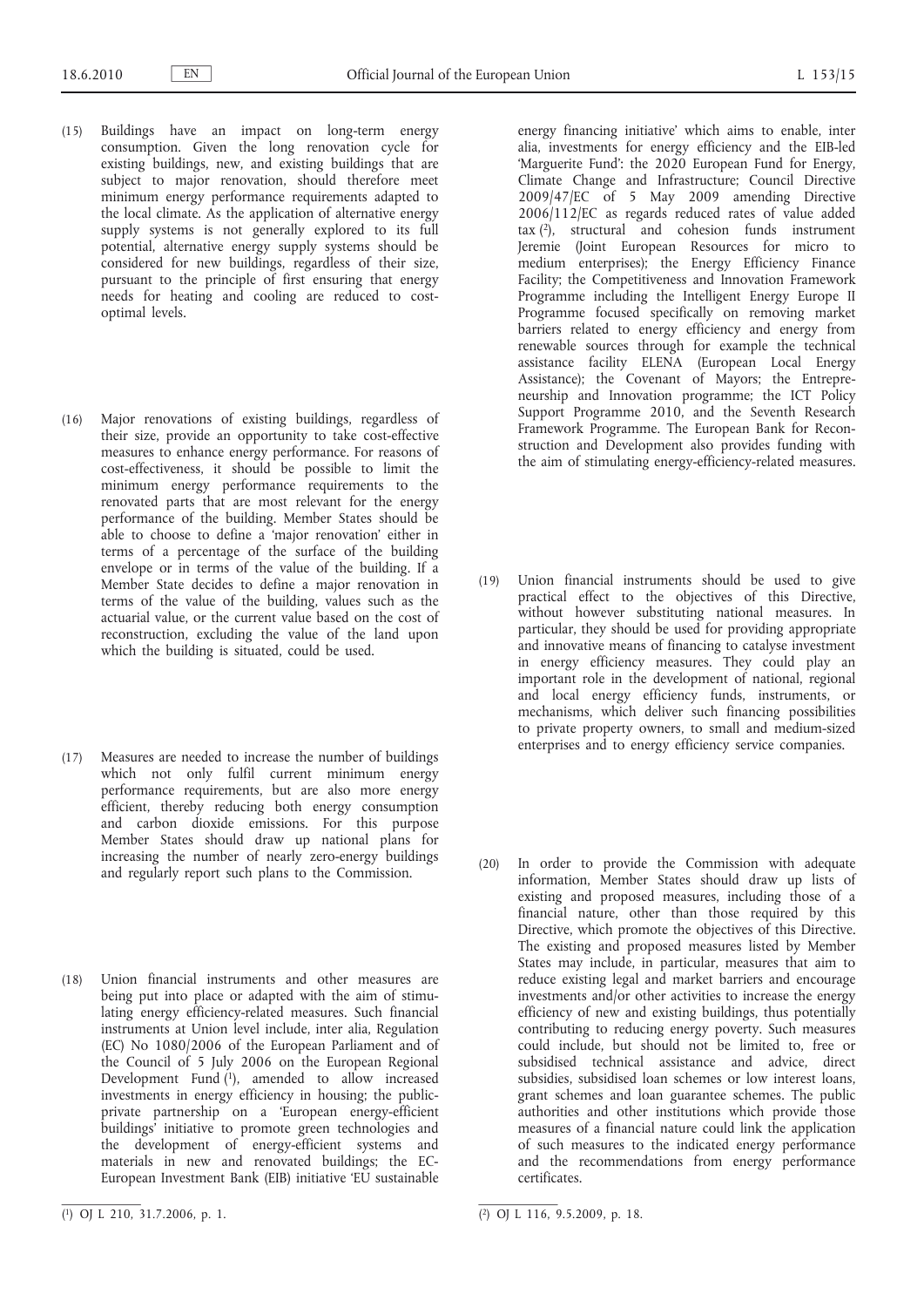(15) Buildings have an impact on long-term energy consumption. Given the long renovation cycle for existing buildings, new, and existing buildings that are subject to major renovation, should therefore meet minimum energy performance requirements adapted to the local climate. As the application of alternative energy supply systems is not generally explored to its full potential, alternative energy supply systems should be considered for new buildings, regardless of their size, pursuant to the principle of first ensuring that energy needs for heating and cooling are reduced to cost-optimal levels.

(16) Major renovations of existing buildings, regardless of their size, provide an opportunity to take cost-effective measures to enhance energy performance. For reasons of cost-effectiveness, it should be possible to limit the minimum energy performance requirements to the renovated parts that are most relevant for the energy performance of the building. Member States should be able to choose to define a 'major renovation' either in terms of a percentage of the surface of the building envelope or in terms of the value of the building. If a Member State decides to define a major renovation in terms of the value of the building, values such as the actuarial value, or the current value based on the cost of reconstruction, excluding the value of the land upon which the building is situated, could be used.

(17) Measures are needed to increase the number of buildings which not only fulfil current minimum energy performance requirements, but are also more energy efficient, thereby reducing both energy consumption and carbon dioxide emissions. For this purpose Member States should draw up national plans for increasing the number of nearly zero-energy buildings and regularly report such plans to the Commission.

(18) Union financial instruments and other measures are being put into place or adapted with the aim of stimulating energy efficiency-related measures. Such financial instruments at Union level include, inter alia, Regulation (EC) No 1080/2006 of the European Parliament and of the Council of 5 July 2006 on the European Regional Development Fund [1], amended to allow increased investments in energy efficiency in housing; the public-private partnership on a 'European energy-efficient buildings' initiative to promote green technologies and the development of energy-efficient systems and materials in new and renovated buildings; the EC-European Investment Bank (EIB) initiative 'EU sustainable energy financing initiative' which aims to enable, inter alia, investments for energy efficiency and the EIB-led 'Marguerite Fund': the 2020 European Fund for Energy, Climate Change and Infrastructure; Council Directive 2009/47/EC of 5 May 2009 amending Directive 2006/112/EC as regards reduced rates of value added tax [2], structural and cohesion funds instrument Jeremie (Joint European Resources for micro to medium enterprises); the Energy Efficiency Finance Facility; the Competitiveness and Innovation Framework Programme including the Intelligent Energy Europe II Programme focused specifically on removing market barriers related to energy efficiency and energy from renewable sources through for example the technical assistance facility ELENA (European Local Energy Assistance); the Covenant of Mayors; the Entrepreneurship and Innovation programme; the ICT Policy Support Programme 2010, and the Seventh Research Framework Programme. The European Bank for Reconstruction and Development also provides funding with the aim of stimulating energy-efficiency-related measures.

(19) Union financial instruments should be used to give practical effect to the objectives of this Directive, without however substituting national measures. In particular, they should be used for providing appropriate and innovative means of financing to catalyse investment in energy efficiency measures. They could play an important role in the development of national, regional and local energy efficiency funds, instruments, or mechanisms, which deliver such financing possibilities to private property owners, to small and medium-sized enterprises and to energy efficiency service companies.

(20) In order to provide the Commission with adequate information, Member States should draw up lists of existing and proposed measures, including those of a financial nature, other than those required by this Directive, which promote the objectives of this Directive. The existing and proposed measures listed by Member States may include, in particular, measures that aim to reduce existing legal and market barriers and encourage investments and/or other activities to increase the energy efficiency of new and existing buildings, thus potentially contributing to reducing energy poverty. Such measures could include, but should not be limited to, free or subsidised technical assistance and advice, direct subsidies, subsidised loan schemes or low interest loans, grant schemes and loan guarantee schemes. The public authorities and other institutions which provide those measures of a financial nature could link the application of such measures to the indicated energy performance and the recommendations from energy performance certificates.

---

[1] OJ L 210, 31.7.2006, p. 1.

[2] OJ L 116, 9.5.2009, p. 18.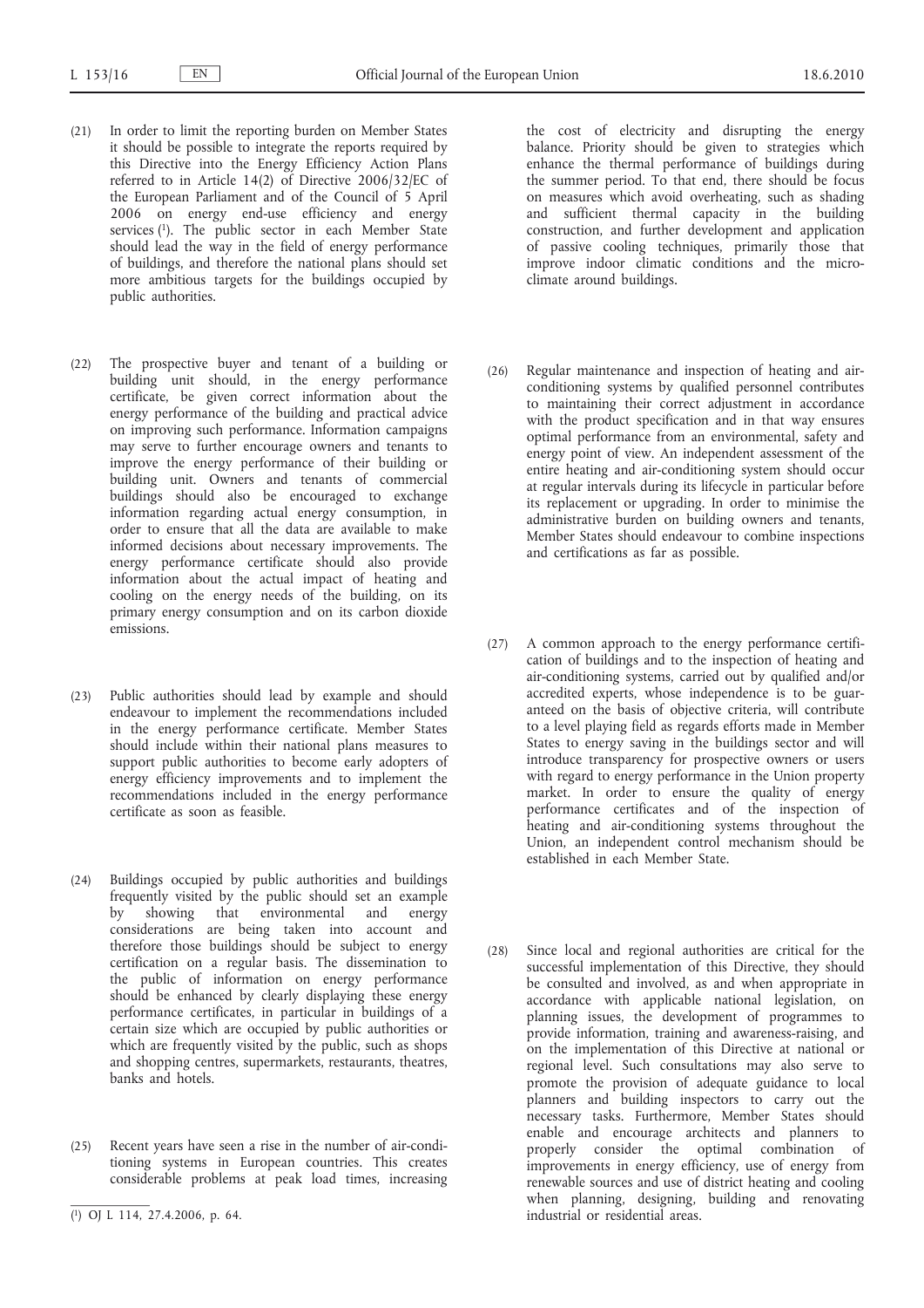(21) In order to limit the reporting burden on Member States it should be possible to integrate the reports required by this Directive into the Energy Efficiency Action Plans referred to in Article 14(2) of Directive 2006/32/EC of the European Parliament and of the Council of 5 April 2006 on energy end-use efficiency and energy services [1]. The public sector in each Member State should lead the way in the field of energy performance of buildings, and therefore the national plans should set more ambitious targets for the buildings occupied by public authorities.

(22) The prospective buyer and tenant of a building or building unit should, in the energy performance certificate, be given correct information about the energy performance of the building and practical advice on improving such performance. Information campaigns may serve to further encourage owners and tenants to improve the energy performance of their building or building unit. Owners and tenants of commercial buildings should also be encouraged to exchange information regarding actual energy consumption, in order to ensure that all the data are available to make informed decisions about necessary improvements. The energy performance certificate should also provide information about the actual impact of heating and cooling on the energy needs of the building, on its primary energy consumption and on its carbon dioxide emissions.

(23) Public authorities should lead by example and should endeavour to implement the recommendations included in the energy performance certificate. Member States should include within their national plans measures to support public authorities to become early adopters of energy efficiency improvements and to implement the recommendations included in the energy performance certificate as soon as feasible.

(24) Buildings occupied by public authorities and buildings frequently visited by the public should set an example by showing that environmental and energy considerations are being taken into account and therefore those buildings should be subject to energy certification on a regular basis. The dissemination to the public of information on energy performance should be enhanced by clearly displaying these energy performance certificates, in particular in buildings of a certain size which are occupied by public authorities or which are frequently visited by the public, such as shops and shopping centres, supermarkets, restaurants, theatres, banks and hotels.

(25) Recent years have seen a rise in the number of air-conditioning systems in European countries. This creates considerable problems at peak load times, increasing the cost of electricity and disrupting the energy balance. Priority should be given to strategies which enhance the thermal performance of buildings during the summer period. To that end, there should be focus on measures which avoid overheating, such as shading and sufficient thermal capacity in the building construction, and further development and application of passive cooling techniques, primarily those that improve indoor climatic conditions and the micro-climate around buildings.

(26) Regular maintenance and inspection of heating and air-conditioning systems by qualified personnel contributes to maintaining their correct adjustment in accordance with the product specification and in that way ensures optimal performance from an environmental, safety and energy point of view. An independent assessment of the entire heating and air-conditioning system should occur at regular intervals during its lifecycle in particular before its replacement or upgrading. In order to minimise the administrative burden on building owners and tenants, Member States should endeavour to combine inspections and certifications as far as possible.

(27) A common approach to the energy performance certification of buildings and to the inspection of heating and air-conditioning systems, carried out by qualified and/or accredited experts, whose independence is to be guaranteed on the basis of objective criteria, will contribute to a level playing field as regards efforts made in Member States to energy saving in the buildings sector and will introduce transparency for prospective owners or users with regard to energy performance in the Union property market. In order to ensure the quality of energy performance certificates and of the inspection of heating and air-conditioning systems throughout the Union, an independent control mechanism should be established in each Member State.

(28) Since local and regional authorities are critical for the successful implementation of this Directive, they should be consulted and involved, as and when appropriate in accordance with applicable national legislation, on planning issues, the development of programmes to provide information, training and awareness-raising, and on the implementation of this Directive at national or regional level. Such consultations may also serve to promote the provision of adequate guidance to local planners and building inspectors to carry out the necessary tasks. Furthermore, Member States should enable and encourage architects and planners to properly consider the optimal combination of improvements in energy efficiency, use of energy from renewable sources and use of district heating and cooling when planning, designing, building and renovating industrial or residential areas.

---

[1] OJ L 114, 27.4.2006, p. 64.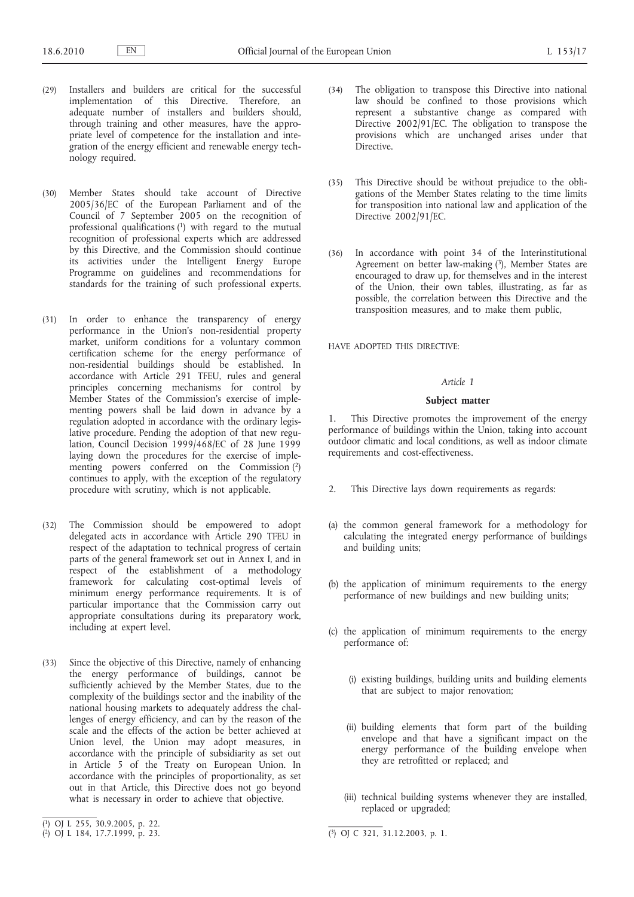(29) Installers and builders are critical for the successful implementation of this Directive. Therefore, an adequate number of installers and builders should, through training and other measures, have the appropriate level of competence for the installation and integration of the energy efficient and renewable energy technology required.

(30) Member States should take account of Directive 2005/36/EC of the European Parliament and of the Council of 7 September 2005 on the recognition of professional qualifications [1] with regard to the mutual recognition of professional experts which are addressed by this Directive, and the Commission should continue its activities under the Intelligent Energy Europe Programme on guidelines and recommendations for standards for the training of such professional experts.

(31) In order to enhance the transparency of energy performance in the Union's non-residential property market, uniform conditions for a voluntary common certification scheme for the energy performance of non-residential buildings should be established. In accordance with Article 291 TFEU, rules and general principles concerning mechanisms for control by Member States of the Commission's exercise of implementing powers shall be laid down in advance by a regulation adopted in accordance with the ordinary legislative procedure. Pending the adoption of that new regulation, Council Decision 1999/468/EC of 28 June 1999 laying down the procedures for the exercise of implementing powers conferred on the Commission [2] continues to apply, with the exception of the regulatory procedure with scrutiny, which is not applicable.

(32) The Commission should be empowered to adopt delegated acts in accordance with Article 290 TFEU in respect of the adaptation to technical progress of certain parts of the general framework set out in Annex I, and in respect of the establishment of a methodology framework for calculating cost-optimal levels of minimum energy performance requirements. It is of particular importance that the Commission carry out appropriate consultations during its preparatory work, including at expert level.

(33) Since the objective of this Directive, namely of enhancing the energy performance of buildings, cannot be sufficiently achieved by the Member States, due to the complexity of the buildings sector and the inability of the national housing markets to adequately address the challenges of energy efficiency, and can by the reason of the scale and the effects of the action be better achieved at Union level, the Union may adopt measures, in accordance with the principle of subsidiarity as set out in Article 5 of the Treaty on European Union. In accordance with the principles of proportionality, as set out in that Article, this Directive does not go beyond what is necessary in order to achieve that objective.

(34) The obligation to transpose this Directive into national law should be confined to those provisions which represent a substantive change as compared with Directive 2002/91/EC. The obligation to transpose the provisions which are unchanged arises under that Directive.

(35) This Directive should be without prejudice to the obligations of the Member States relating to the time limits for transposition into national law and application of the Directive 2002/91/EC.

(36) In accordance with point 34 of the Interinstitutional Agreement on better law-making [3], Member States are encouraged to draw up, for themselves and in the interest of the Union, their own tables, illustrating, as far as possible, the correlation between this Directive and the transposition measures, and to make them public,

HAVE ADOPTED THIS DIRECTIVE:

*Article 1*

**Subject matter**

1. This Directive promotes the improvement of the energy performance of buildings within the Union, taking into account outdoor climatic and local conditions, as well as indoor climate requirements and cost-effectiveness.

2. This Directive lays down requirements as regards:

(a) the common general framework for a methodology for calculating the integrated energy performance of buildings and building units;

(b) the application of minimum requirements to the energy performance of new buildings and new building units;

(c) the application of minimum requirements to the energy performance of:

(i) existing buildings, building units and building elements that are subject to major renovation;

(ii) building elements that form part of the building envelope and that have a significant impact on the energy performance of the building envelope when they are retrofitted or replaced; and

(iii) technical building systems whenever they are installed, replaced or upgraded;

---

[1] OJ L 255, 30.9.2005, p. 22.

[2] OJ L 184, 17.7.1999, p. 23.

[3] OJ C 321, 31.12.2003, p. 1.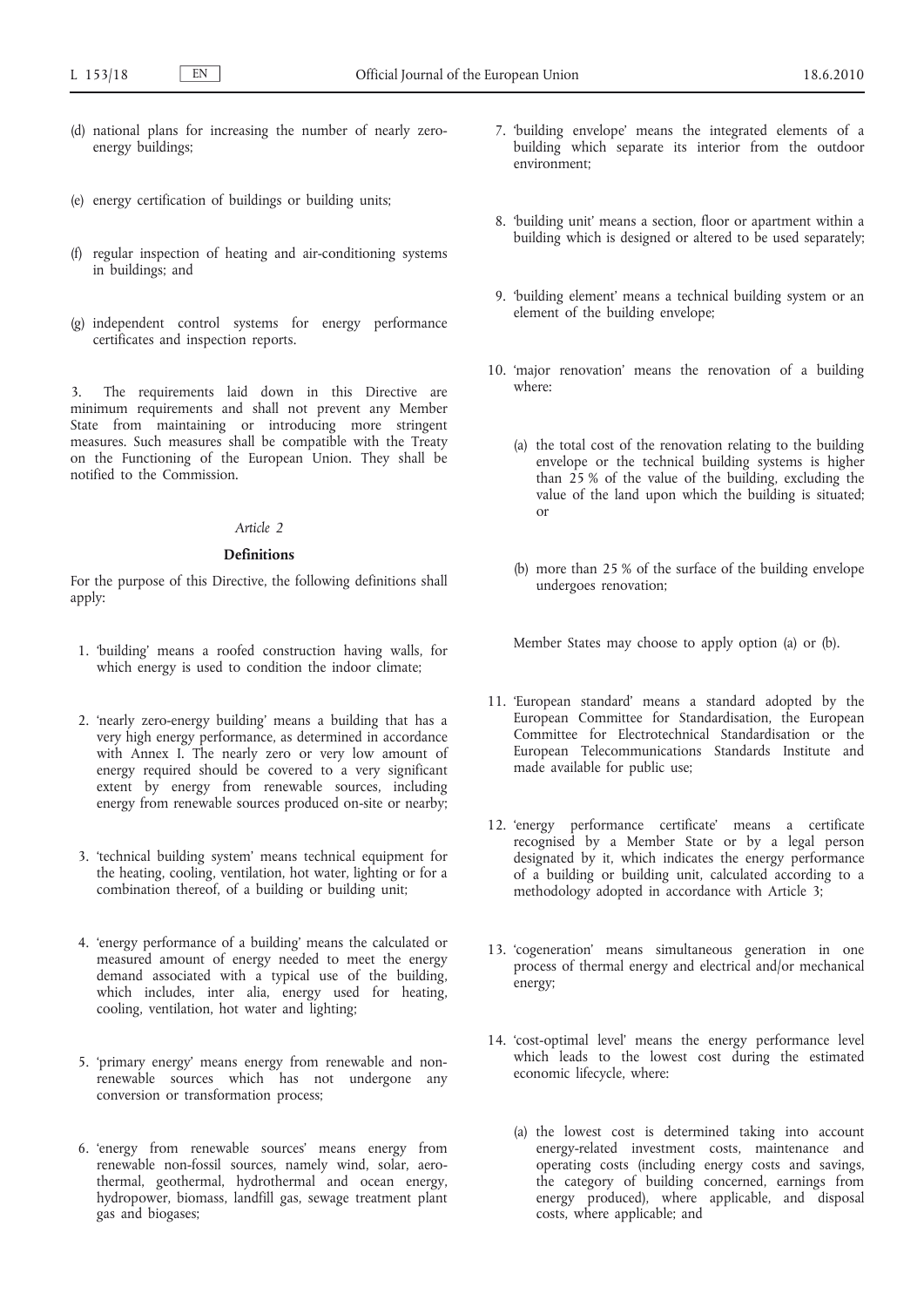(d) national plans for increasing the number of nearly zero-energy buildings;

(e) energy certification of buildings or building units;

(f) regular inspection of heating and air-conditioning systems in buildings; and

(g) independent control systems for energy performance certificates and inspection reports.

3. The requirements laid down in this Directive are minimum requirements and shall not prevent any Member State from maintaining or introducing more stringent measures. Such measures shall be compatible with the Treaty on the Functioning of the European Union. They shall be notified to the Commission.

*Article 2*

**Definitions**

For the purpose of this Directive, the following definitions shall apply:

1. 'building' means a roofed construction having walls, for which energy is used to condition the indoor climate;

2. 'nearly zero-energy building' means a building that has a very high energy performance, as determined in accordance with Annex I. The nearly zero or very low amount of energy required should be covered to a very significant extent by energy from renewable sources, including energy from renewable sources produced on-site or nearby;

3. 'technical building system' means technical equipment for the heating, cooling, ventilation, hot water, lighting or for a combination thereof, of a building or building unit;

4. 'energy performance of a building' means the calculated or measured amount of energy needed to meet the energy demand associated with a typical use of the building, which includes, inter alia, energy used for heating, cooling, ventilation, hot water and lighting;

5. 'primary energy' means energy from renewable and non-renewable sources which has not undergone any conversion or transformation process;

6. 'energy from renewable sources' means energy from renewable non-fossil sources, namely wind, solar, aerothermal, geothermal, hydrothermal and ocean energy, hydropower, biomass, landfill gas, sewage treatment plant gas and biogases;

7. 'building envelope' means the integrated elements of a building which separate its interior from the outdoor environment;

8. 'building unit' means a section, floor or apartment within a building which is designed or altered to be used separately;

9. 'building element' means a technical building system or an element of the building envelope;

10. 'major renovation' means the renovation of a building where:

    (a) the total cost of the renovation relating to the building envelope or the technical building systems is higher than 25 % of the value of the building, excluding the value of the land upon which the building is situated; or

    (b) more than 25 % of the surface of the building envelope undergoes renovation;

    Member States may choose to apply option (a) or (b).

11. 'European standard' means a standard adopted by the European Committee for Standardisation, the European Committee for Electrotechnical Standardisation or the European Telecommunications Standards Institute and made available for public use;

12. 'energy performance certificate' means a certificate recognised by a Member State or by a legal person designated by it, which indicates the energy performance of a building or building unit, calculated according to a methodology adopted in accordance with Article 3;

13. 'cogeneration' means simultaneous generation in one process of thermal energy and electrical and/or mechanical energy;

14. 'cost-optimal level' means the energy performance level which leads to the lowest cost during the estimated economic lifecycle, where:

    (a) the lowest cost is determined taking into account energy-related investment costs, maintenance and operating costs (including energy costs and savings, the category of building concerned, earnings from energy produced), where applicable, and disposal costs, where applicable; and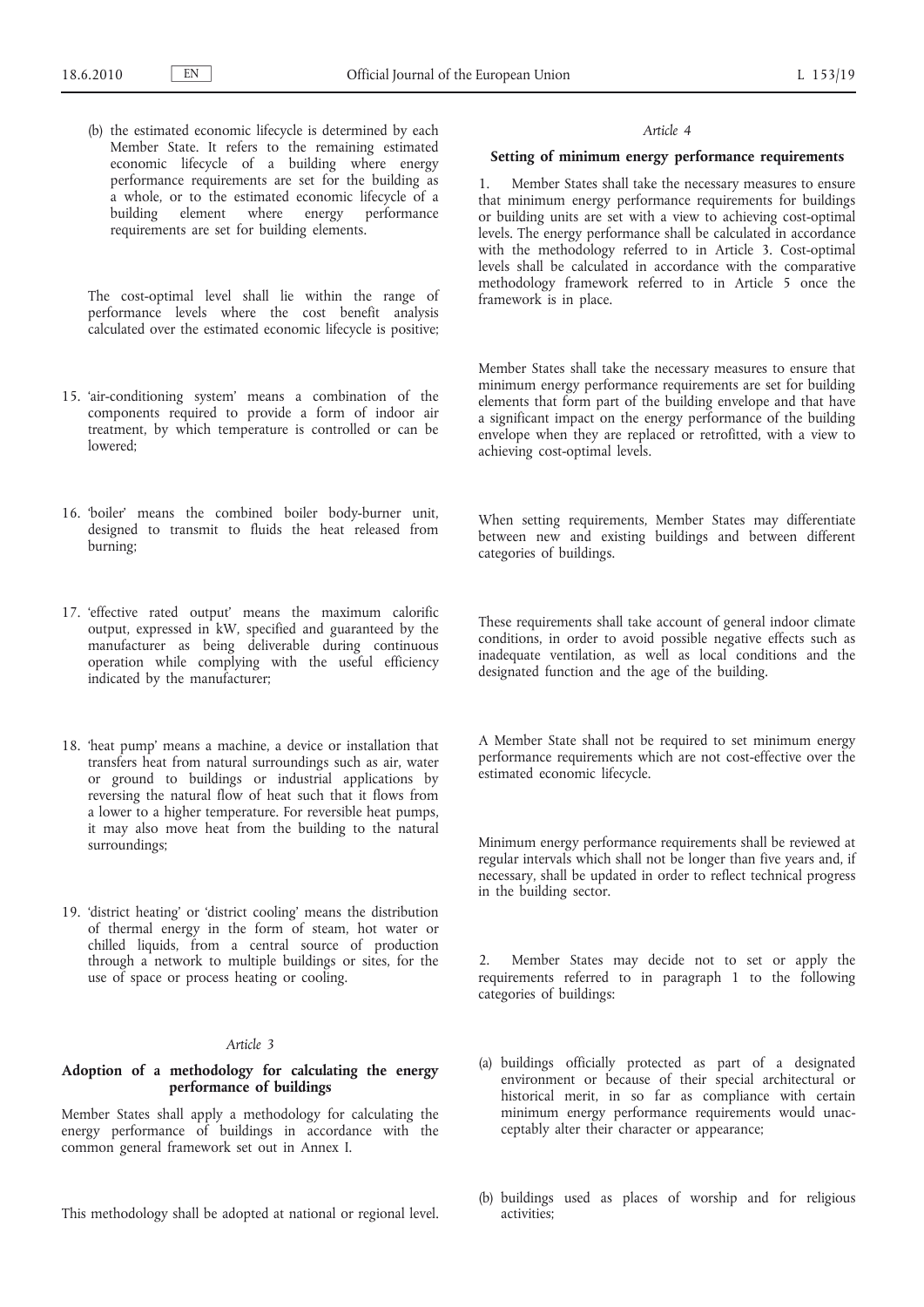(b) the estimated economic lifecycle is determined by each Member State. It refers to the remaining estimated economic lifecycle of a building where energy performance requirements are set for the building as a whole, or to the estimated economic lifecycle of a building element where energy performance requirements are set for building elements.

The cost-optimal level shall lie within the range of performance levels where the cost benefit analysis calculated over the estimated economic lifecycle is positive;

15. 'air-conditioning system' means a combination of the components required to provide a form of indoor air treatment, by which temperature is controlled or can be lowered;

16. 'boiler' means the combined boiler body-burner unit, designed to transmit to fluids the heat released from burning;

17. 'effective rated output' means the maximum calorific output, expressed in kW, specified and guaranteed by the manufacturer as being deliverable during continuous operation while complying with the useful efficiency indicated by the manufacturer;

18. 'heat pump' means a machine, a device or installation that transfers heat from natural surroundings such as air, water or ground to buildings or industrial applications by reversing the natural flow of heat such that it flows from a lower to a higher temperature. For reversible heat pumps, it may also move heat from the building to the natural surroundings;

19. 'district heating' or 'district cooling' means the distribution of thermal energy in the form of steam, hot water or chilled liquids, from a central source of production through a network to multiple buildings or sites, for the use of space or process heating or cooling.

*Article 3*

**Adoption of a methodology for calculating the energy performance of buildings**

Member States shall apply a methodology for calculating the energy performance of buildings in accordance with the common general framework set out in Annex I.

This methodology shall be adopted at national or regional level.

*Article 4*

**Setting of minimum energy performance requirements**

1. Member States shall take the necessary measures to ensure that minimum energy performance requirements for buildings or building units are set with a view to achieving cost-optimal levels. The energy performance shall be calculated in accordance with the methodology referred to in Article 3. Cost-optimal levels shall be calculated in accordance with the comparative methodology framework referred to in Article 5 once the framework is in place.

Member States shall take the necessary measures to ensure that minimum energy performance requirements are set for building elements that form part of the building envelope and that have a significant impact on the energy performance of the building envelope when they are replaced or retrofitted, with a view to achieving cost-optimal levels.

When setting requirements, Member States may differentiate between new and existing buildings and between different categories of buildings.

These requirements shall take account of general indoor climate conditions, in order to avoid possible negative effects such as inadequate ventilation, as well as local conditions and the designated function and the age of the building.

A Member State shall not be required to set minimum energy performance requirements which are not cost-effective over the estimated economic lifecycle.

Minimum energy performance requirements shall be reviewed at regular intervals which shall not be longer than five years and, if necessary, shall be updated in order to reflect technical progress in the building sector.

2. Member States may decide not to set or apply the requirements referred to in paragraph 1 to the following categories of buildings:

(a) buildings officially protected as part of a designated environment or because of their special architectural or historical merit, in so far as compliance with certain minimum energy performance requirements would unacceptably alter their character or appearance;

(b) buildings used as places of worship and for religious activities;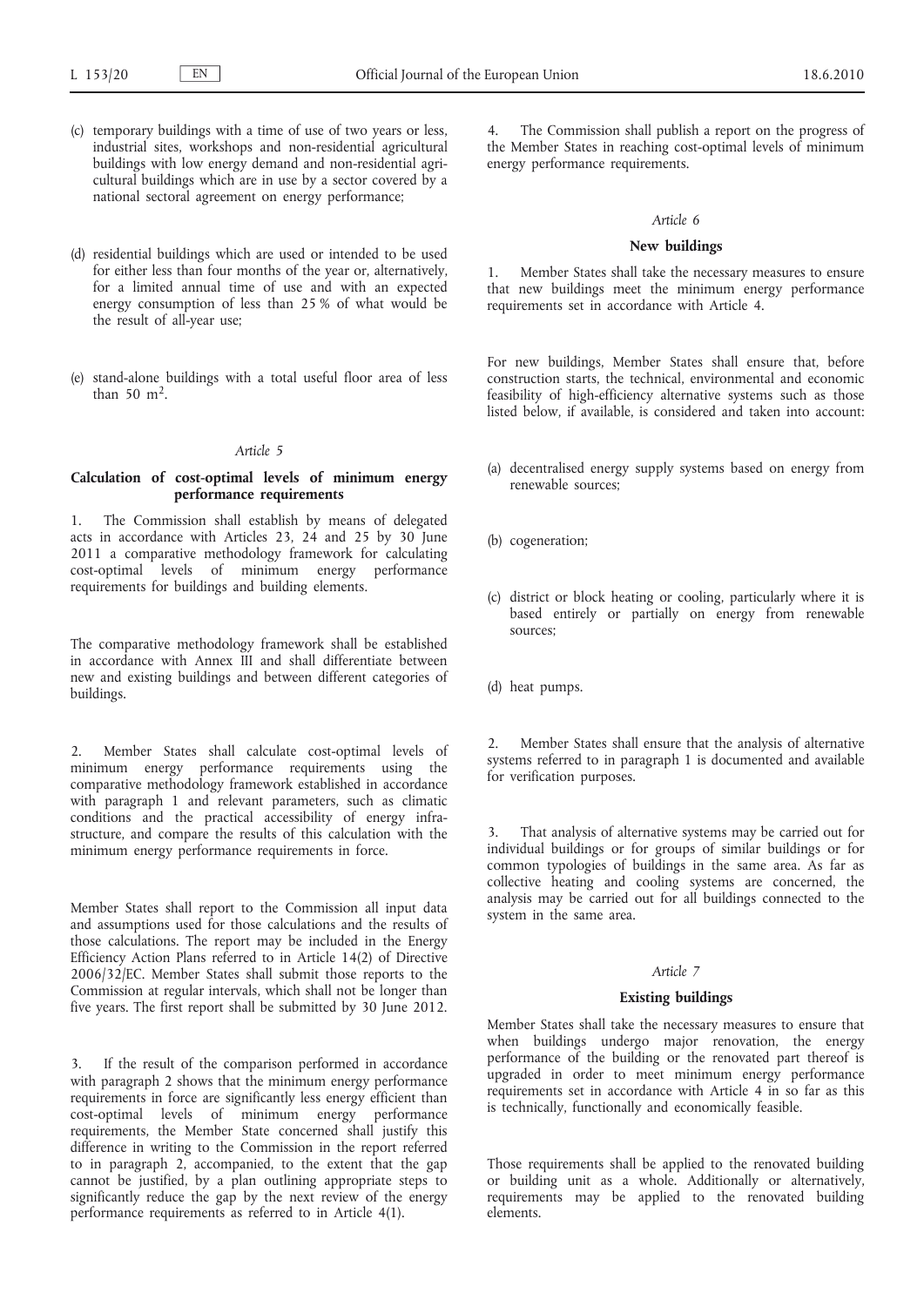(c) temporary buildings with a time of use of two years or less, industrial sites, workshops and non-residential agricultural buildings with low energy demand and non-residential agricultural buildings which are in use by a sector covered by a national sectoral agreement on energy performance;

(d) residential buildings which are used or intended to be used for either less than four months of the year or, alternatively, for a limited annual time of use and with an expected energy consumption of less than 25 % of what would be the result of all-year use;

(e) stand-alone buildings with a total useful floor area of less than 50 $m^2$.

*Article 5*

**Calculation of cost-optimal levels of minimum energy performance requirements**

1. The Commission shall establish by means of delegated acts in accordance with Articles 23, 24 and 25 by 30 June 2011 a comparative methodology framework for calculating cost-optimal levels of minimum energy performance requirements for buildings and building elements.

The comparative methodology framework shall be established in accordance with Annex III and shall differentiate between new and existing buildings and between different categories of buildings.

2. Member States shall calculate cost-optimal levels of minimum energy performance requirements using the comparative methodology framework established in accordance with paragraph 1 and relevant parameters, such as climatic conditions and the practical accessibility of energy infrastructure, and compare the results of this calculation with the minimum energy performance requirements in force.

Member States shall report to the Commission all input data and assumptions used for those calculations and the results of those calculations. The report may be included in the Energy Efficiency Action Plans referred to in Article 14(2) of Directive 2006/32/EC. Member States shall submit those reports to the Commission at regular intervals, which shall not be longer than five years. The first report shall be submitted by 30 June 2012.

3. If the result of the comparison performed in accordance with paragraph 2 shows that the minimum energy performance requirements in force are significantly less energy efficient than cost-optimal levels of minimum energy performance requirements, the Member State concerned shall justify this difference in writing to the Commission in the report referred to in paragraph 2, accompanied, to the extent that the gap cannot be justified, by a plan outlining appropriate steps to significantly reduce the gap by the next review of the energy performance requirements as referred to in Article 4(1).

4. The Commission shall publish a report on the progress of the Member States in reaching cost-optimal levels of minimum energy performance requirements.

*Article 6*

**New buildings**

1. Member States shall take the necessary measures to ensure that new buildings meet the minimum energy performance requirements set in accordance with Article 4.

For new buildings, Member States shall ensure that, before construction starts, the technical, environmental and economic feasibility of high-efficiency alternative systems such as those listed below, if available, is considered and taken into account:

(a) decentralised energy supply systems based on energy from renewable sources;

(b) cogeneration;

(c) district or block heating or cooling, particularly where it is based entirely or partially on energy from renewable sources;

(d) heat pumps.

2. Member States shall ensure that the analysis of alternative systems referred to in paragraph 1 is documented and available for verification purposes.

3. That analysis of alternative systems may be carried out for individual buildings or for groups of similar buildings or for common typologies of buildings in the same area. As far as collective heating and cooling systems are concerned, the analysis may be carried out for all buildings connected to the system in the same area.

*Article 7*

**Existing buildings**

Member States shall take the necessary measures to ensure that when buildings undergo major renovation, the energy performance of the building or the renovated part thereof is upgraded in order to meet minimum energy performance requirements set in accordance with Article 4 in so far as this is technically, functionally and economically feasible.

Those requirements shall be applied to the renovated building or building unit as a whole. Additionally or alternatively, requirements may be applied to the renovated building elements.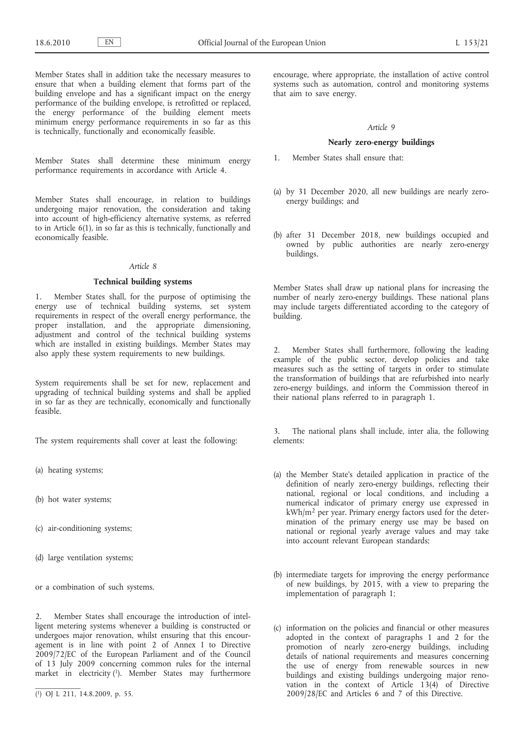Member States shall in addition take the necessary measures to ensure that when a building element that forms part of the building envelope and has a significant impact on the energy performance of the building envelope, is retrofitted or replaced, the energy performance of the building element meets minimum energy performance requirements in so far as this is technically, functionally and economically feasible.

Member States shall determine these minimum energy performance requirements in accordance with Article 4.

Member States shall encourage, in relation to buildings undergoing major renovation, the consideration and taking into account of high-efficiency alternative systems, as referred to in Article 6(1), in so far as this is technically, functionally and economically feasible.

### *Article 8*

### Technical building systems

1. Member States shall, for the purpose of optimising the energy use of technical building systems, set system requirements in respect of the overall energy performance, the proper installation, and the appropriate dimensioning, adjustment and control of the technical building systems which are installed in existing buildings. Member States may also apply these system requirements to new buildings.

System requirements shall be set for new, replacement and upgrading of technical building systems and shall be applied in so far as they are technically, economically and functionally feasible.

The system requirements shall cover at least the following:

(a) heating systems;

(b) hot water systems;

(c) air-conditioning systems;

(d) large ventilation systems;

or a combination of such systems.

2. Member States shall encourage the introduction of intelligent metering systems whenever a building is constructed or undergoes major renovation, whilst ensuring that this encouragement is in line with point 2 of Annex I to Directive 2009/72/EC of the European Parliament and of the Council of 13 July 2009 concerning common rules for the internal market in electricity [1]. Member States may furthermore encourage, where appropriate, the installation of active control systems such as automation, control and monitoring systems that aim to save energy.

### *Article 9*

### Nearly zero-energy buildings

1. Member States shall ensure that:

(a) by 31 December 2020, all new buildings are nearly zero-energy buildings; and

(b) after 31 December 2018, new buildings occupied and owned by public authorities are nearly zero-energy buildings.

Member States shall draw up national plans for increasing the number of nearly zero-energy buildings. These national plans may include targets differentiated according to the category of building.

2. Member States shall furthermore, following the leading example of the public sector, develop policies and take measures such as the setting of targets in order to stimulate the transformation of buildings that are refurbished into nearly zero-energy buildings, and inform the Commission thereof in their national plans referred to in paragraph 1.

3. The national plans shall include, inter alia, the following elements:

(a) the Member State's detailed application in practice of the definition of nearly zero-energy buildings, reflecting their national, regional or local conditions, and including a numerical indicator of primary energy use expressed in $kWh/m^2$ per year. Primary energy factors used for the determination of the primary energy use may be based on national or regional yearly average values and may take into account relevant European standards;

(b) intermediate targets for improving the energy performance of new buildings, by 2015, with a view to preparing the implementation of paragraph 1;

(c) information on the policies and financial or other measures adopted in the context of paragraphs 1 and 2 for the promotion of nearly zero-energy buildings, including details of national requirements and measures concerning the use of energy from renewable sources in new buildings and existing buildings undergoing major renovation in the context of Article 13(4) of Directive 2009/28/EC and Articles 6 and 7 of this Directive.

---

[1] OJ L 211, 14.8.2009, p. 55.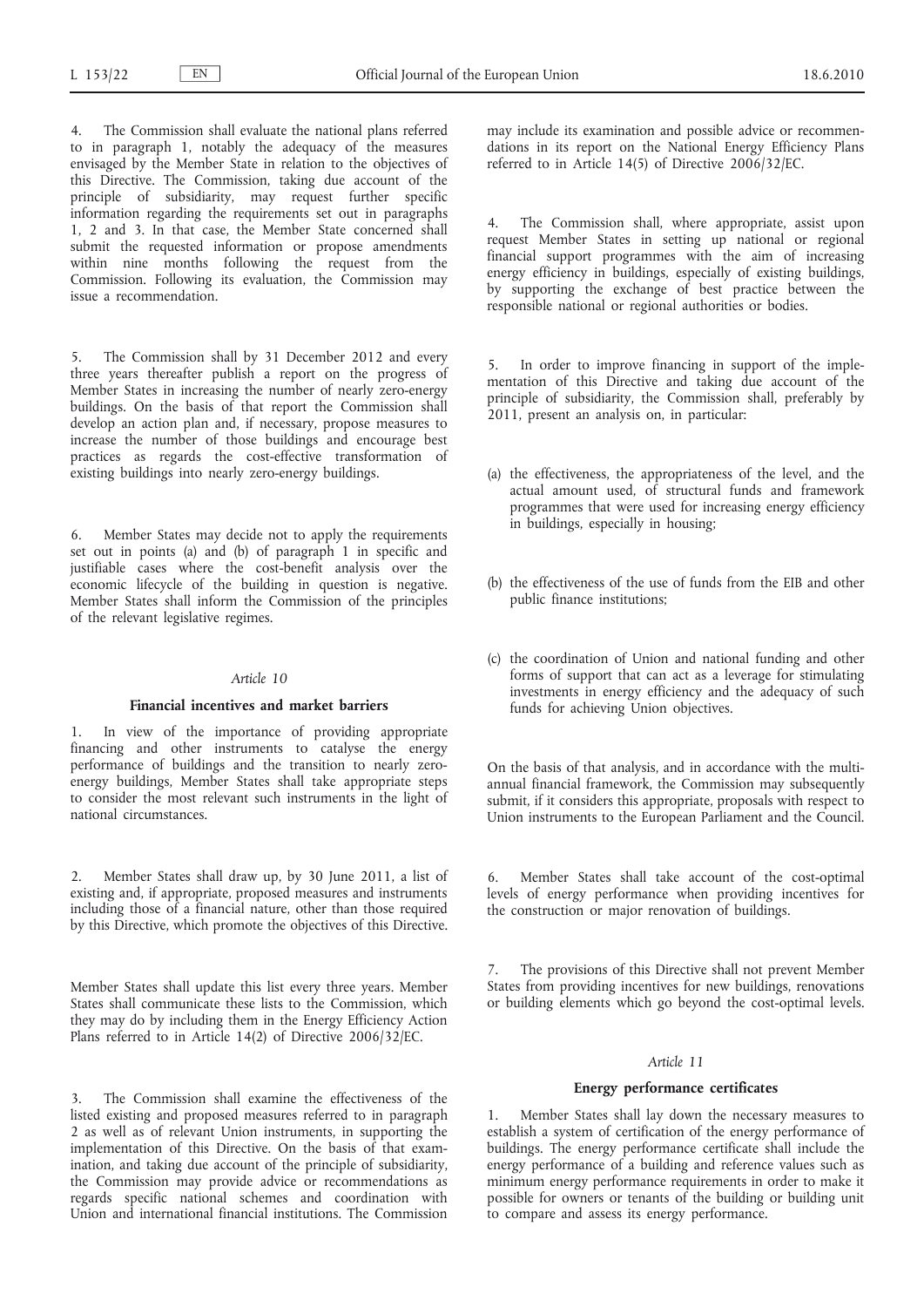4. The Commission shall evaluate the national plans referred to in paragraph 1, notably the adequacy of the measures envisaged by the Member State in relation to the objectives of this Directive. The Commission, taking due account of the principle of subsidiarity, may request further specific information regarding the requirements set out in paragraphs 1, 2 and 3. In that case, the Member State concerned shall submit the requested information or propose amendments within nine months following the request from the Commission. Following its evaluation, the Commission may issue a recommendation.

5. The Commission shall by 31 December 2012 and every three years thereafter publish a report on the progress of Member States in increasing the number of nearly zero-energy buildings. On the basis of that report the Commission shall develop an action plan and, if necessary, propose measures to increase the number of those buildings and encourage best practices as regards the cost-effective transformation of existing buildings into nearly zero-energy buildings.

6. Member States may decide not to apply the requirements set out in points (a) and (b) of paragraph 1 in specific and justifiable cases where the cost-benefit analysis over the economic lifecycle of the building in question is negative. Member States shall inform the Commission of the principles of the relevant legislative regimes.

*Article 10*

**Financial incentives and market barriers**

1. In view of the importance of providing appropriate financing and other instruments to catalyse the energy performance of buildings and the transition to nearly zero-energy buildings, Member States shall take appropriate steps to consider the most relevant such instruments in the light of national circumstances.

2. Member States shall draw up, by 30 June 2011, a list of existing and, if appropriate, proposed measures and instruments including those of a financial nature, other than those required by this Directive, which promote the objectives of this Directive.

Member States shall update this list every three years. Member States shall communicate these lists to the Commission, which they may do by including them in the Energy Efficiency Action Plans referred to in Article 14(2) of Directive 2006/32/EC.

3. The Commission shall examine the effectiveness of the listed existing and proposed measures referred to in paragraph 2 as well as of relevant Union instruments, in supporting the implementation of this Directive. On the basis of that examination, and taking due account of the principle of subsidiarity, the Commission may provide advice or recommendations as regards specific national schemes and coordination with Union and international financial institutions. The Commission may include its examination and possible advice or recommendations in its report on the National Energy Efficiency Plans referred to in Article 14(5) of Directive 2006/32/EC.

4. The Commission shall, where appropriate, assist upon request Member States in setting up national or regional financial support programmes with the aim of increasing energy efficiency in buildings, especially of existing buildings, by supporting the exchange of best practice between the responsible national or regional authorities or bodies.

5. In order to improve financing in support of the implementation of this Directive and taking due account of the principle of subsidiarity, the Commission shall, preferably by 2011, present an analysis on, in particular:

(a) the effectiveness, the appropriateness of the level, and the actual amount used, of structural funds and framework programmes that were used for increasing energy efficiency in buildings, especially in housing;

(b) the effectiveness of the use of funds from the EIB and other public finance institutions;

(c) the coordination of Union and national funding and other forms of support that can act as a leverage for stimulating investments in energy efficiency and the adequacy of such funds for achieving Union objectives.

On the basis of that analysis, and in accordance with the multiannual financial framework, the Commission may subsequently submit, if it considers this appropriate, proposals with respect to Union instruments to the European Parliament and the Council.

6. Member States shall take account of the cost-optimal levels of energy performance when providing incentives for the construction or major renovation of buildings.

7. The provisions of this Directive shall not prevent Member States from providing incentives for new buildings, renovations or building elements which go beyond the cost-optimal levels.

*Article 11*

**Energy performance certificates**

1. Member States shall lay down the necessary measures to establish a system of certification of the energy performance of buildings. The energy performance certificate shall include the energy performance of a building and reference values such as minimum energy performance requirements in order to make it possible for owners or tenants of the building or building unit to compare and assess its energy performance.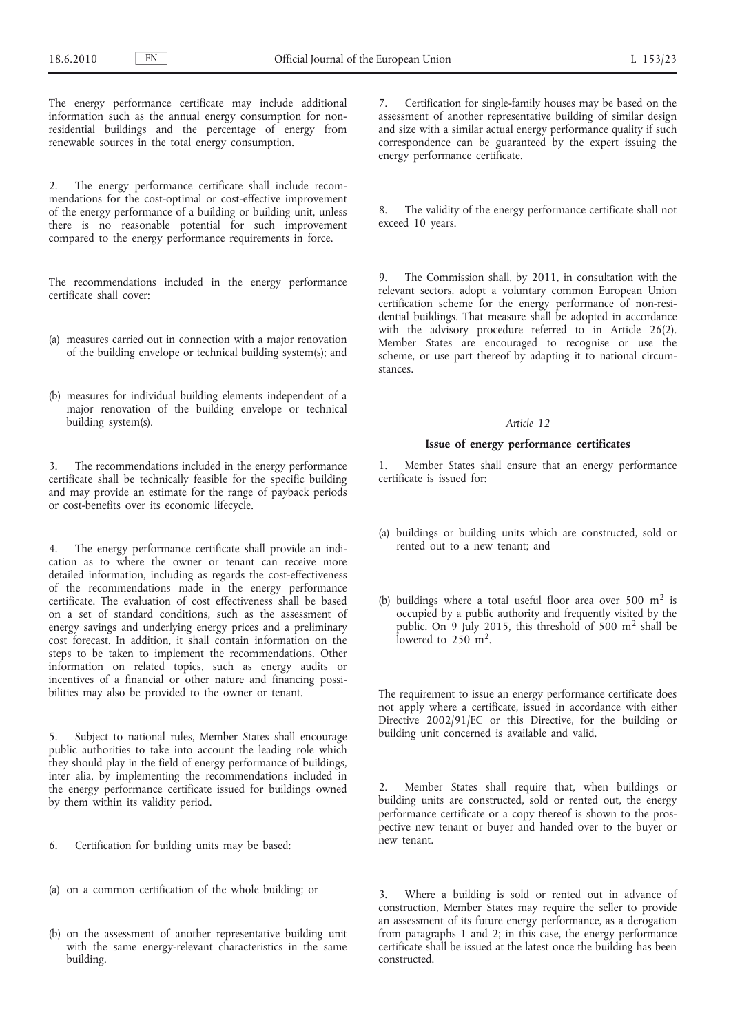The energy performance certificate may include additional information such as the annual energy consumption for non-residential buildings and the percentage of energy from renewable sources in the total energy consumption.

2. The energy performance certificate shall include recommendations for the cost-optimal or cost-effective improvement of the energy performance of a building or building unit, unless there is no reasonable potential for such improvement compared to the energy performance requirements in force.

The recommendations included in the energy performance certificate shall cover:

(a) measures carried out in connection with a major renovation of the building envelope or technical building system(s); and

(b) measures for individual building elements independent of a major renovation of the building envelope or technical building system(s).

3. The recommendations included in the energy performance certificate shall be technically feasible for the specific building and may provide an estimate for the range of payback periods or cost-benefits over its economic lifecycle.

4. The energy performance certificate shall provide an indication as to where the owner or tenant can receive more detailed information, including as regards the cost-effectiveness of the recommendations made in the energy performance certificate. The evaluation of cost effectiveness shall be based on a set of standard conditions, such as the assessment of energy savings and underlying energy prices and a preliminary cost forecast. In addition, it shall contain information on the steps to be taken to implement the recommendations. Other information on related topics, such as energy audits or incentives of a financial or other nature and financing possibilities may also be provided to the owner or tenant.

5. Subject to national rules, Member States shall encourage public authorities to take into account the leading role which they should play in the field of energy performance of buildings, inter alia, by implementing the recommendations included in the energy performance certificate issued for buildings owned by them within its validity period.

6. Certification for building units may be based:

(a) on a common certification of the whole building; or

(b) on the assessment of another representative building unit with the same energy-relevant characteristics in the same building.

7. Certification for single-family houses may be based on the assessment of another representative building of similar design and size with a similar actual energy performance quality if such correspondence can be guaranteed by the expert issuing the energy performance certificate.

8. The validity of the energy performance certificate shall not exceed 10 years.

9. The Commission shall, by 2011, in consultation with the relevant sectors, adopt a voluntary common European Union certification scheme for the energy performance of non-residential buildings. That measure shall be adopted in accordance with the advisory procedure referred to in Article 26(2). Member States are encouraged to recognise or use the scheme, or use part thereof by adapting it to national circumstances.

*Article 12*

**Issue of energy performance certificates**

1. Member States shall ensure that an energy performance certificate is issued for:

(a) buildings or building units which are constructed, sold or rented out to a new tenant; and

(b) buildings where a total useful floor area over 500 $m^2$ is occupied by a public authority and frequently visited by the public. On 9 July 2015, this threshold of 500 $m^2$ shall be lowered to 250 $m^2$.

The requirement to issue an energy performance certificate does not apply where a certificate, issued in accordance with either Directive 2002/91/EC or this Directive, for the building or building unit concerned is available and valid.

2. Member States shall require that, when buildings or building units are constructed, sold or rented out, the energy performance certificate or a copy thereof is shown to the prospective new tenant or buyer and handed over to the buyer or new tenant.

3. Where a building is sold or rented out in advance of construction, Member States may require the seller to provide an assessment of its future energy performance, as a derogation from paragraphs 1 and 2; in this case, the energy performance certificate shall be issued at the latest once the building has been constructed.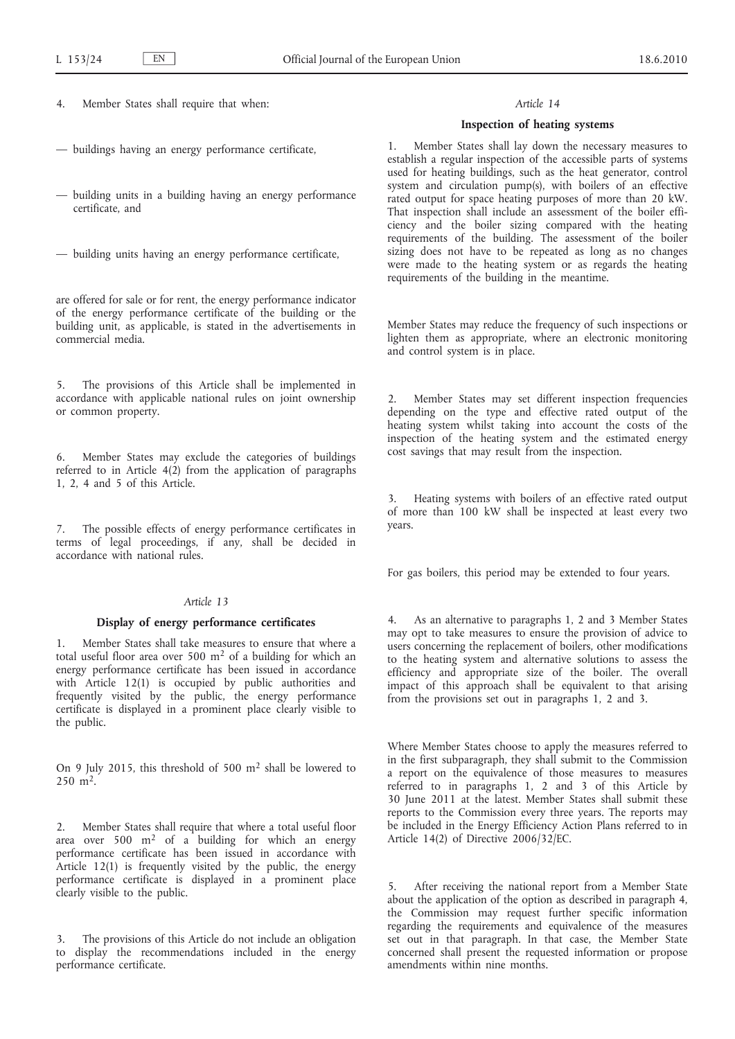4. Member States shall require that when:

— buildings having an energy performance certificate,

— building units in a building having an energy performance certificate, and

— building units having an energy performance certificate,

are offered for sale or for rent, the energy performance indicator of the energy performance certificate of the building or the building unit, as applicable, is stated in the advertisements in commercial media.

5. The provisions of this Article shall be implemented in accordance with applicable national rules on joint ownership or common property.

6. Member States may exclude the categories of buildings referred to in Article 4(2) from the application of paragraphs 1, 2, 4 and 5 of this Article.

7. The possible effects of energy performance certificates in terms of legal proceedings, if any, shall be decided in accordance with national rules.

*Article 13*

**Display of energy performance certificates**

1. Member States shall take measures to ensure that where a total useful floor area over 500 m$^2$ of a building for which an energy performance certificate has been issued in accordance with Article 12(1) is occupied by public authorities and frequently visited by the public, the energy performance certificate is displayed in a prominent place clearly visible to the public.

On 9 July 2015, this threshold of 500 m$^2$ shall be lowered to 250 m$^2$.

2. Member States shall require that where a total useful floor area over 500 m$^2$ of a building for which an energy performance certificate has been issued in accordance with Article 12(1) is frequently visited by the public, the energy performance certificate is displayed in a prominent place clearly visible to the public.

3. The provisions of this Article do not include an obligation to display the recommendations included in the energy performance certificate.

*Article 14*

**Inspection of heating systems**

1. Member States shall lay down the necessary measures to establish a regular inspection of the accessible parts of systems used for heating buildings, such as the heat generator, control system and circulation pump(s), with boilers of an effective rated output for space heating purposes of more than 20 kW. That inspection shall include an assessment of the boiler efficiency and the boiler sizing compared with the heating requirements of the building. The assessment of the boiler sizing does not have to be repeated as long as no changes were made to the heating system or as regards the heating requirements of the building in the meantime.

Member States may reduce the frequency of such inspections or lighten them as appropriate, where an electronic monitoring and control system is in place.

2. Member States may set different inspection frequencies depending on the type and effective rated output of the heating system whilst taking into account the costs of the inspection of the heating system and the estimated energy cost savings that may result from the inspection.

3. Heating systems with boilers of an effective rated output of more than 100 kW shall be inspected at least every two years.

For gas boilers, this period may be extended to four years.

4. As an alternative to paragraphs 1, 2 and 3 Member States may opt to take measures to ensure the provision of advice to users concerning the replacement of boilers, other modifications to the heating system and alternative solutions to assess the efficiency and appropriate size of the boiler. The overall impact of this approach shall be equivalent to that arising from the provisions set out in paragraphs 1, 2 and 3.

Where Member States choose to apply the measures referred to in the first subparagraph, they shall submit to the Commission a report on the equivalence of those measures to measures referred to in paragraphs 1, 2 and 3 of this Article by 30 June 2011 at the latest. Member States shall submit these reports to the Commission every three years. The reports may be included in the Energy Efficiency Action Plans referred to in Article 14(2) of Directive 2006/32/EC.

5. After receiving the national report from a Member State about the application of the option as described in paragraph 4, the Commission may request further specific information regarding the requirements and equivalence of the measures set out in that paragraph. In that case, the Member State concerned shall present the requested information or propose amendments within nine months.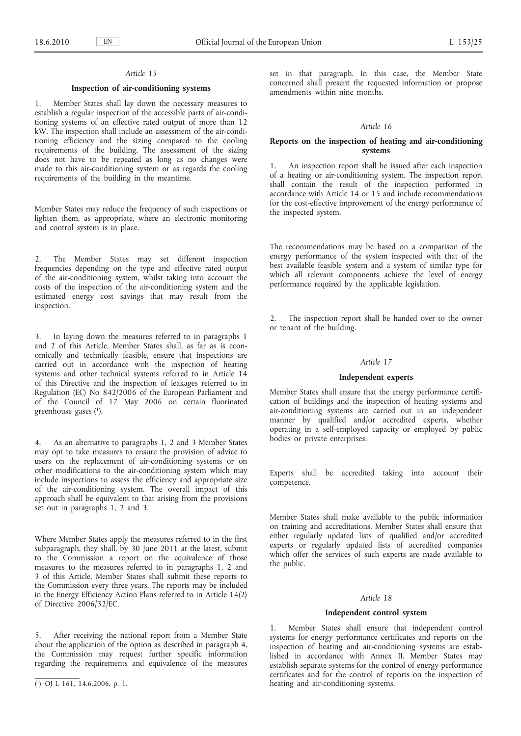*Article 15*

**Inspection of air-conditioning systems**

1. Member States shall lay down the necessary measures to establish a regular inspection of the accessible parts of air-conditioning systems of an effective rated output of more than 12 kW. The inspection shall include an assessment of the air-conditioning efficiency and the sizing compared to the cooling requirements of the building. The assessment of the sizing does not have to be repeated as long as no changes were made to this air-conditioning system or as regards the cooling requirements of the building in the meantime.

Member States may reduce the frequency of such inspections or lighten them, as appropriate, where an electronic monitoring and control system is in place.

2. The Member States may set different inspection frequencies depending on the type and effective rated output of the air-conditioning system, whilst taking into account the costs of the inspection of the air-conditioning system and the estimated energy cost savings that may result from the inspection.

3. In laying down the measures referred to in paragraphs 1 and 2 of this Article, Member States shall, as far as is economically and technically feasible, ensure that inspections are carried out in accordance with the inspection of heating systems and other technical systems referred to in Article 14 of this Directive and the inspection of leakages referred to in Regulation (EC) No 842/2006 of the European Parliament and of the Council of 17 May 2006 on certain fluorinated greenhouse gases [1].

4. As an alternative to paragraphs 1, 2 and 3 Member States may opt to take measures to ensure the provision of advice to users on the replacement of air-conditioning systems or on other modifications to the air-conditioning system which may include inspections to assess the efficiency and appropriate size of the air-conditioning system. The overall impact of this approach shall be equivalent to that arising from the provisions set out in paragraphs 1, 2 and 3.

Where Member States apply the measures referred to in the first subparagraph, they shall, by 30 June 2011 at the latest, submit to the Commission a report on the equivalence of those measures to the measures referred to in paragraphs 1, 2 and 3 of this Article. Member States shall submit these reports to the Commission every three years. The reports may be included in the Energy Efficiency Action Plans referred to in Article 14(2) of Directive 2006/32/EC.

5. After receiving the national report from a Member State about the application of the option as described in paragraph 4, the Commission may request further specific information regarding the requirements and equivalence of the measures set in that paragraph. In this case, the Member State concerned shall present the requested information or propose amendments within nine months.

*Article 16*

**Reports on the inspection of heating and air-conditioning systems**

1. An inspection report shall be issued after each inspection of a heating or air-conditioning system. The inspection report shall contain the result of the inspection performed in accordance with Article 14 or 15 and include recommendations for the cost-effective improvement of the energy performance of the inspected system.

The recommendations may be based on a comparison of the energy performance of the system inspected with that of the best available feasible system and a system of similar type for which all relevant components achieve the level of energy performance required by the applicable legislation.

2. The inspection report shall be handed over to the owner or tenant of the building.

*Article 17*

**Independent experts**

Member States shall ensure that the energy performance certification of buildings and the inspection of heating systems and air-conditioning systems are carried out in an independent manner by qualified and/or accredited experts, whether operating in a self-employed capacity or employed by public bodies or private enterprises.

Experts shall be accredited taking into account their competence.

Member States shall make available to the public information on training and accreditations. Member States shall ensure that either regularly updated lists of qualified and/or accredited experts or regularly updated lists of accredited companies which offer the services of such experts are made available to the public.

*Article 18*

**Independent control system**

1. Member States shall ensure that independent control systems for energy performance certificates and reports on the inspection of heating and air-conditioning systems are established in accordance with Annex II. Member States may establish separate systems for the control of energy performance certificates and for the control of reports on the inspection of heating and air-conditioning systems.

---

[1] OJ L 161, 14.6.2006, p. 1.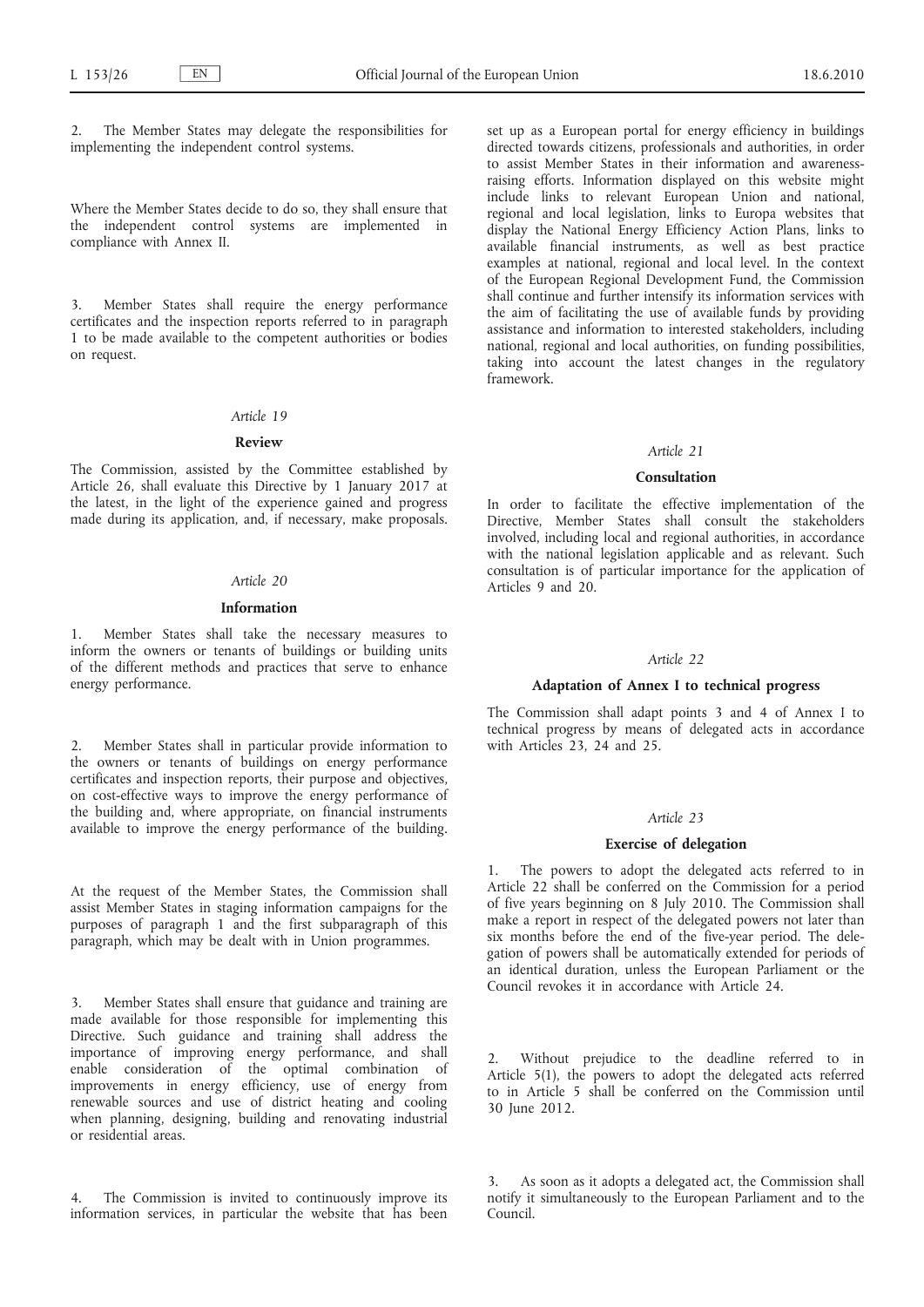2. The Member States may delegate the responsibilities for implementing the independent control systems.

Where the Member States decide to do so, they shall ensure that the independent control systems are implemented in compliance with Annex II.

3. Member States shall require the energy performance certificates and the inspection reports referred to in paragraph 1 to be made available to the competent authorities or bodies on request.

*Article 19*

**Review**

The Commission, assisted by the Committee established by Article 26, shall evaluate this Directive by 1 January 2017 at the latest, in the light of the experience gained and progress made during its application, and, if necessary, make proposals.

*Article 20*

**Information**

1. Member States shall take the necessary measures to inform the owners or tenants of buildings or building units of the different methods and practices that serve to enhance energy performance.

2. Member States shall in particular provide information to the owners or tenants of buildings on energy performance certificates and inspection reports, their purpose and objectives, on cost-effective ways to improve the energy performance of the building and, where appropriate, on financial instruments available to improve the energy performance of the building.

At the request of the Member States, the Commission shall assist Member States in staging information campaigns for the purposes of paragraph 1 and the first subparagraph of this paragraph, which may be dealt with in Union programmes.

3. Member States shall ensure that guidance and training are made available for those responsible for implementing this Directive. Such guidance and training shall address the importance of improving energy performance, and shall enable consideration of the optimal combination of improvements in energy efficiency, use of energy from renewable sources and use of district heating and cooling when planning, designing, building and renovating industrial or residential areas.

4. The Commission is invited to continuously improve its information services, in particular the website that has been set up as a European portal for energy efficiency in buildings directed towards citizens, professionals and authorities, in order to assist Member States in their information and awareness-raising efforts. Information displayed on this website might include links to relevant European Union and national, regional and local legislation, links to Europa websites that display the National Energy Efficiency Action Plans, links to available financial instruments, as well as best practice examples at national, regional and local level. In the context of the European Regional Development Fund, the Commission shall continue and further intensify its information services with the aim of facilitating the use of available funds by providing assistance and information to interested stakeholders, including national, regional and local authorities, on funding possibilities, taking into account the latest changes in the regulatory framework.

*Article 21*

**Consultation**

In order to facilitate the effective implementation of the Directive, Member States shall consult the stakeholders involved, including local and regional authorities, in accordance with the national legislation applicable and as relevant. Such consultation is of particular importance for the application of Articles 9 and 20.

*Article 22*

**Adaptation of Annex I to technical progress**

The Commission shall adapt points 3 and 4 of Annex I to technical progress by means of delegated acts in accordance with Articles 23, 24 and 25.

*Article 23*

**Exercise of delegation**

1. The powers to adopt the delegated acts referred to in Article 22 shall be conferred on the Commission for a period of five years beginning on 8 July 2010. The Commission shall make a report in respect of the delegated powers not later than six months before the end of the five-year period. The delegation of powers shall be automatically extended for periods of an identical duration, unless the European Parliament or the Council revokes it in accordance with Article 24.

2. Without prejudice to the deadline referred to in Article 5(1), the powers to adopt the delegated acts referred to in Article 5 shall be conferred on the Commission until 30 June 2012.

3. As soon as it adopts a delegated act, the Commission shall notify it simultaneously to the European Parliament and to the Council.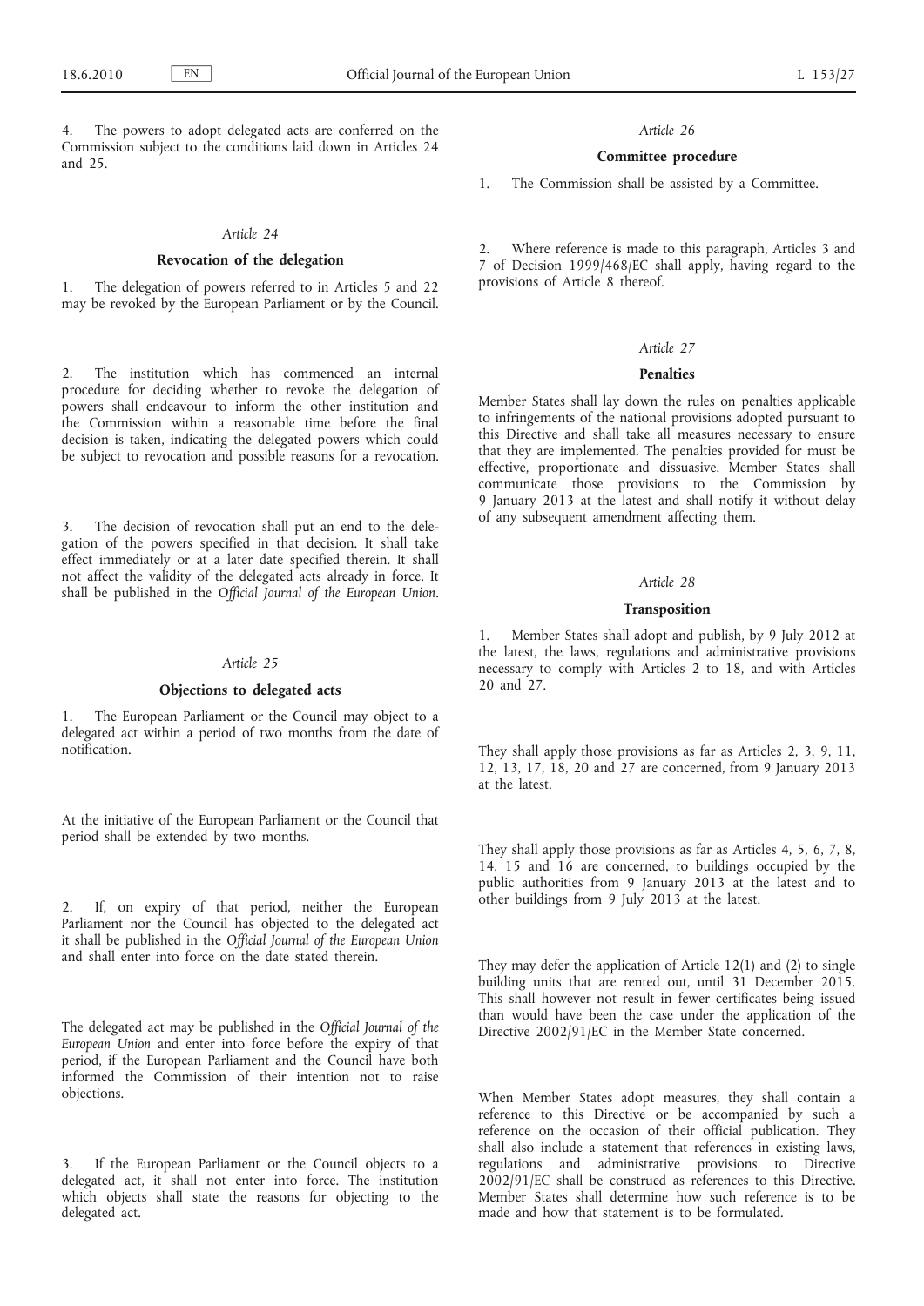4. The powers to adopt delegated acts are conferred on the Commission subject to the conditions laid down in Articles 24 and 25.

*Article 24*

**Revocation of the delegation**

1. The delegation of powers referred to in Articles 5 and 22 may be revoked by the European Parliament or by the Council.

2. The institution which has commenced an internal procedure for deciding whether to revoke the delegation of powers shall endeavour to inform the other institution and the Commission within a reasonable time before the final decision is taken, indicating the delegated powers which could be subject to revocation and possible reasons for a revocation.

3. The decision of revocation shall put an end to the delegation of the powers specified in that decision. It shall take effect immediately or at a later date specified therein. It shall not affect the validity of the delegated acts already in force. It shall be published in the *Official Journal of the European Union*.

*Article 25*

**Objections to delegated acts**

1. The European Parliament or the Council may object to a delegated act within a period of two months from the date of notification.

At the initiative of the European Parliament or the Council that period shall be extended by two months.

2. If, on expiry of that period, neither the European Parliament nor the Council has objected to the delegated act it shall be published in the *Official Journal of the European Union* and shall enter into force on the date stated therein.

The delegated act may be published in the *Official Journal of the European Union* and enter into force before the expiry of that period, if the European Parliament and the Council have both informed the Commission of their intention not to raise objections.

3. If the European Parliament or the Council objects to a delegated act, it shall not enter into force. The institution which objects shall state the reasons for objecting to the delegated act.

*Article 26*

**Committee procedure**

1. The Commission shall be assisted by a Committee.

2. Where reference is made to this paragraph, Articles 3 and 7 of Decision 1999/468/EC shall apply, having regard to the provisions of Article 8 thereof.

*Article 27*

**Penalties**

Member States shall lay down the rules on penalties applicable to infringements of the national provisions adopted pursuant to this Directive and shall take all measures necessary to ensure that they are implemented. The penalties provided for must be effective, proportionate and dissuasive. Member States shall communicate those provisions to the Commission by 9 January 2013 at the latest and shall notify it without delay of any subsequent amendment affecting them.

*Article 28*

**Transposition**

1. Member States shall adopt and publish, by 9 July 2012 at the latest, the laws, regulations and administrative provisions necessary to comply with Articles 2 to 18, and with Articles 20 and 27.

They shall apply those provisions as far as Articles 2, 3, 9, 11, 12, 13, 17, 18, 20 and 27 are concerned, from 9 January 2013 at the latest.

They shall apply those provisions as far as Articles 4, 5, 6, 7, 8, 14, 15 and 16 are concerned, to buildings occupied by the public authorities from 9 January 2013 at the latest and to other buildings from 9 July 2013 at the latest.

They may defer the application of Article 12(1) and (2) to single building units that are rented out, until 31 December 2015. This shall however not result in fewer certificates being issued than would have been the case under the application of the Directive 2002/91/EC in the Member State concerned.

When Member States adopt measures, they shall contain a reference to this Directive or be accompanied by such a reference on the occasion of their official publication. They shall also include a statement that references in existing laws, regulations and administrative provisions to Directive 2002/91/EC shall be construed as references to this Directive. Member States shall determine how such reference is to be made and how that statement is to be formulated.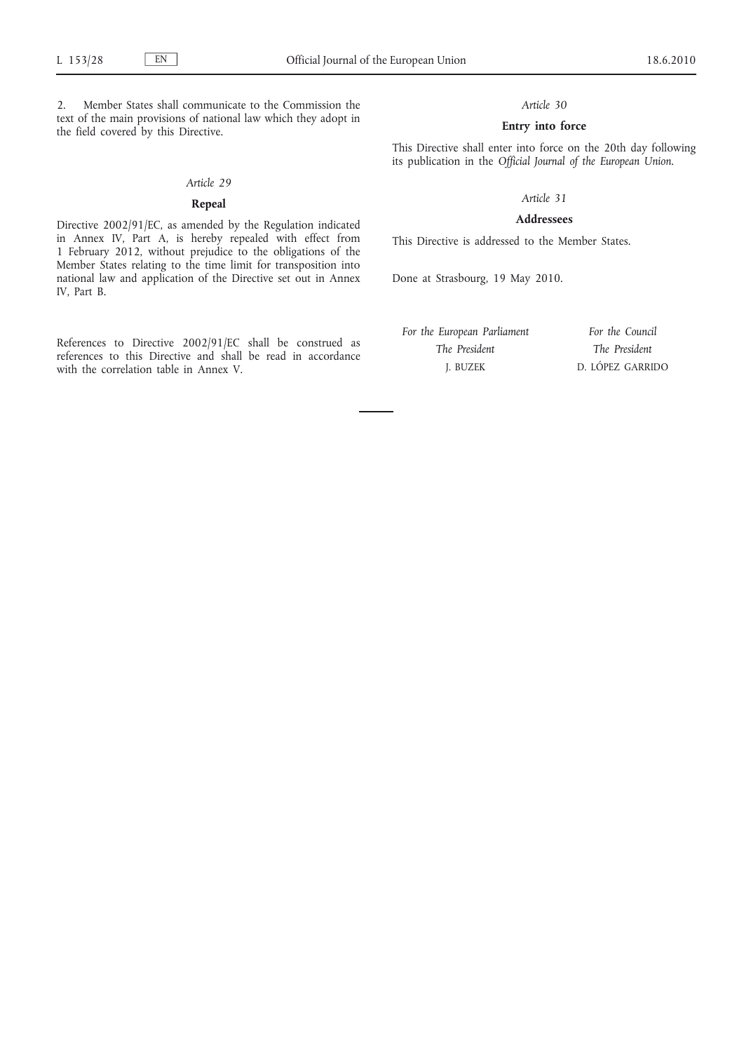2. Member States shall communicate to the Commission the text of the main provisions of national law which they adopt in the field covered by this Directive.

*Article 29*

**Repeal**

Directive 2002/91/EC, as amended by the Regulation indicated in Annex IV, Part A, is hereby repealed with effect from 1 February 2012, without prejudice to the obligations of the Member States relating to the time limit for transposition into national law and application of the Directive set out in Annex IV, Part B.

References to Directive 2002/91/EC shall be construed as references to this Directive and shall be read in accordance with the correlation table in Annex V.

*Article 30*

**Entry into force**

This Directive shall enter into force on the 20th day following its publication in the *Official Journal of the European Union*.

*Article 31*

**Addressees**

This Directive is addressed to the Member States.

Done at Strasbourg, 19 May 2010.

*For the European Parliament*
*The President*
J. BUZEK

*For the Council*
*The President*
D. LÓPEZ GARRIDO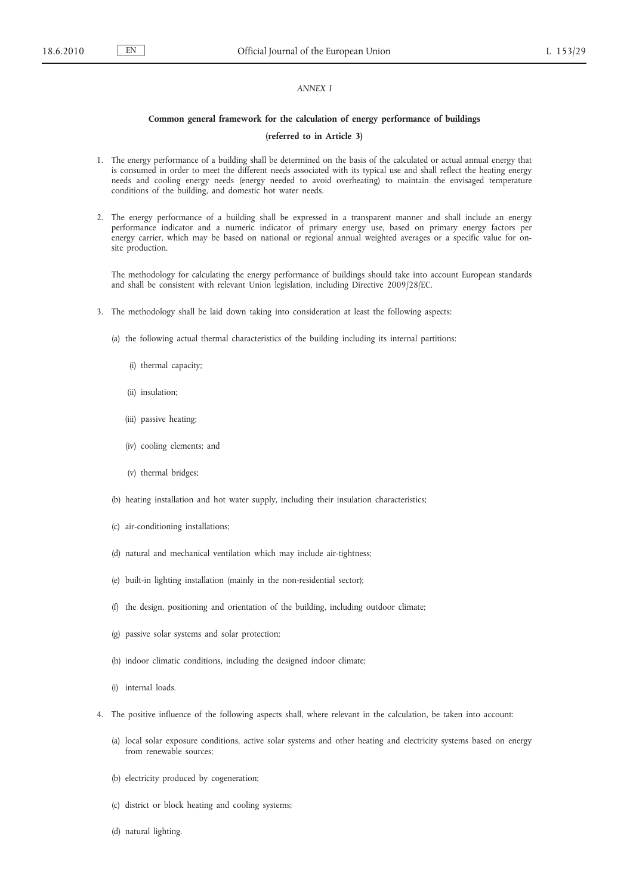*ANNEX I*

**Common general framework for the calculation of energy performance of buildings**

**(referred to in Article 3)**

1. The energy performance of a building shall be determined on the basis of the calculated or actual annual energy that is consumed in order to meet the different needs associated with its typical use and shall reflect the heating energy needs and cooling energy needs (energy needed to avoid overheating) to maintain the envisaged temperature conditions of the building, and domestic hot water needs.

2. The energy performance of a building shall be expressed in a transparent manner and shall include an energy performance indicator and a numeric indicator of primary energy use, based on primary energy factors per energy carrier, which may be based on national or regional annual weighted averages or a specific value for on-site production.

   The methodology for calculating the energy performance of buildings should take into account European standards and shall be consistent with relevant Union legislation, including Directive 2009/28/EC.

3. The methodology shall be laid down taking into consideration at least the following aspects:

   (a) the following actual thermal characteristics of the building including its internal partitions:

      (i) thermal capacity;

      (ii) insulation;

      (iii) passive heating;

      (iv) cooling elements; and

      (v) thermal bridges;

   (b) heating installation and hot water supply, including their insulation characteristics;

   (c) air-conditioning installations;

   (d) natural and mechanical ventilation which may include air-tightness;

   (e) built-in lighting installation (mainly in the non-residential sector);

   (f) the design, positioning and orientation of the building, including outdoor climate;

   (g) passive solar systems and solar protection;

   (h) indoor climatic conditions, including the designed indoor climate;

   (i) internal loads.

4. The positive influence of the following aspects shall, where relevant in the calculation, be taken into account:

   (a) local solar exposure conditions, active solar systems and other heating and electricity systems based on energy from renewable sources;

   (b) electricity produced by cogeneration;

   (c) district or block heating and cooling systems;

   (d) natural lighting.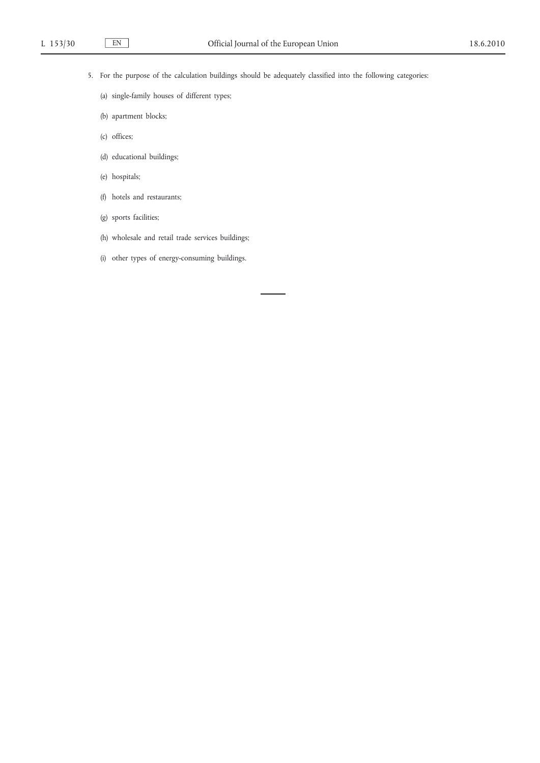5. For the purpose of the calculation buildings should be adequately classified into the following categories:

   (a) single-family houses of different types;

   (b) apartment blocks;

   (c) offices;

   (d) educational buildings;

   (e) hospitals;

   (f) hotels and restaurants;

   (g) sports facilities;

   (h) wholesale and retail trade services buildings;

   (i) other types of energy-consuming buildings.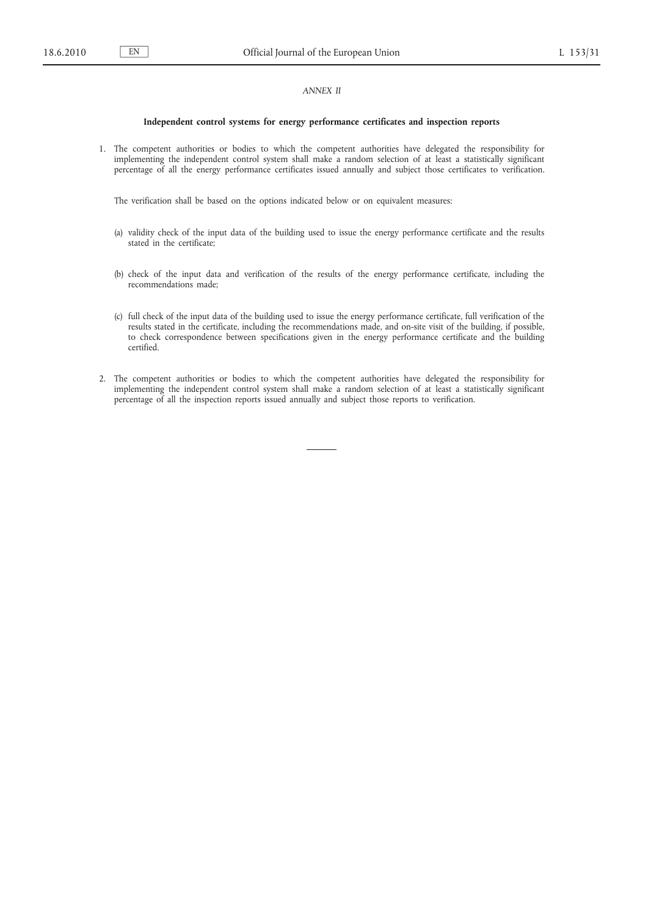*ANNEX II*

**Independent control systems for energy performance certificates and inspection reports**

1. The competent authorities or bodies to which the competent authorities have delegated the responsibility for implementing the independent control system shall make a random selection of at least a statistically significant percentage of all the energy performance certificates issued annually and subject those certificates to verification.

   The verification shall be based on the options indicated below or on equivalent measures:

   (a) validity check of the input data of the building used to issue the energy performance certificate and the results stated in the certificate;

   (b) check of the input data and verification of the results of the energy performance certificate, including the recommendations made;

   (c) full check of the input data of the building used to issue the energy performance certificate, full verification of the results stated in the certificate, including the recommendations made, and on-site visit of the building, if possible, to check correspondence between specifications given in the energy performance certificate and the building certified.

2. The competent authorities or bodies to which the competent authorities have delegated the responsibility for implementing the independent control system shall make a random selection of at least a statistically significant percentage of all the inspection reports issued annually and subject those reports to verification.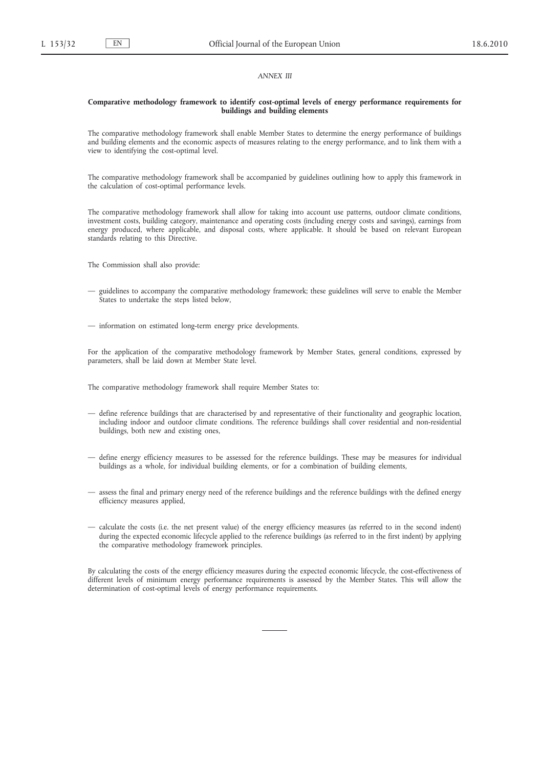*ANNEX III*

**Comparative methodology framework to identify cost-optimal levels of energy performance requirements for buildings and building elements**

The comparative methodology framework shall enable Member States to determine the energy performance of buildings and building elements and the economic aspects of measures relating to the energy performance, and to link them with a view to identifying the cost-optimal level.

The comparative methodology framework shall be accompanied by guidelines outlining how to apply this framework in the calculation of cost-optimal performance levels.

The comparative methodology framework shall allow for taking into account use patterns, outdoor climate conditions, investment costs, building category, maintenance and operating costs (including energy costs and savings), earnings from energy produced, where applicable, and disposal costs, where applicable. It should be based on relevant European standards relating to this Directive.

The Commission shall also provide:

— guidelines to accompany the comparative methodology framework; these guidelines will serve to enable the Member States to undertake the steps listed below,

— information on estimated long-term energy price developments.

For the application of the comparative methodology framework by Member States, general conditions, expressed by parameters, shall be laid down at Member State level.

The comparative methodology framework shall require Member States to:

— define reference buildings that are characterised by and representative of their functionality and geographic location, including indoor and outdoor climate conditions. The reference buildings shall cover residential and non-residential buildings, both new and existing ones,

— define energy efficiency measures to be assessed for the reference buildings. These may be measures for individual buildings as a whole, for individual building elements, or for a combination of building elements,

— assess the final and primary energy need of the reference buildings and the reference buildings with the defined energy efficiency measures applied,

— calculate the costs (i.e. the net present value) of the energy efficiency measures (as referred to in the second indent) during the expected economic lifecycle applied to the reference buildings (as referred to in the first indent) by applying the comparative methodology framework principles.

By calculating the costs of the energy efficiency measures during the expected economic lifecycle, the cost-effectiveness of different levels of minimum energy performance requirements is assessed by the Member States. This will allow the determination of cost-optimal levels of energy performance requirements.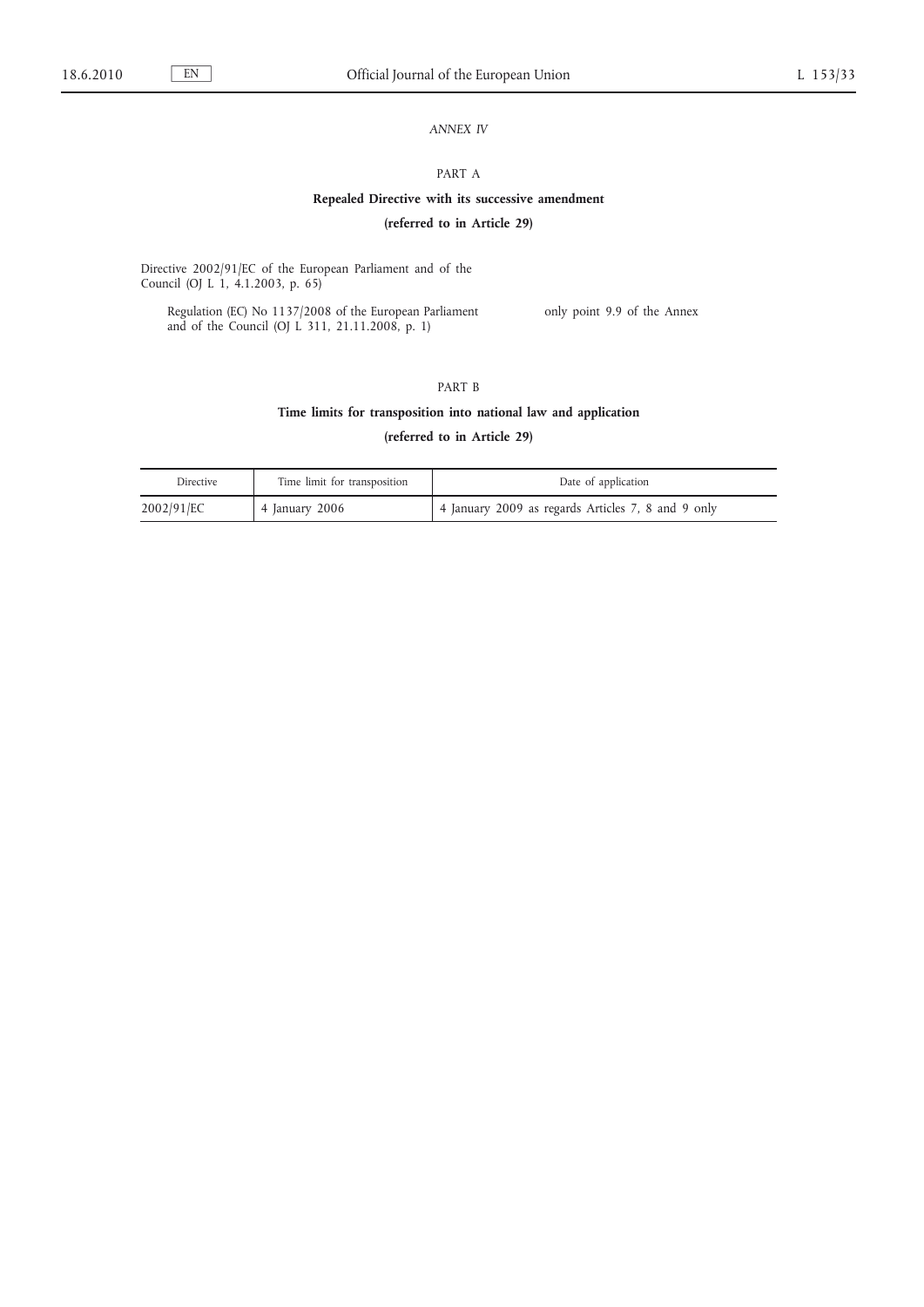*ANNEX IV*

PART A

**Repealed Directive with its successive amendment**

**(referred to in Article 29)**

Directive 2002/91/EC of the European Parliament and of the Council (OJ L 1, 4.1.2003, p. 65)

Regulation (EC) No 1137/2008 of the European Parliament and of the Council (OJ L 311, 21.11.2008, p. 1) — only point 9.9 of the Annex

PART B

**Time limits for transposition into national law and application**

**(referred to in Article 29)**

| Directive | Time limit for transposition | Date of application |
|---|---|---|
| 2002/91/EC | 4 January 2006 | 4 January 2009 as regards Articles 7, 8 and 9 only |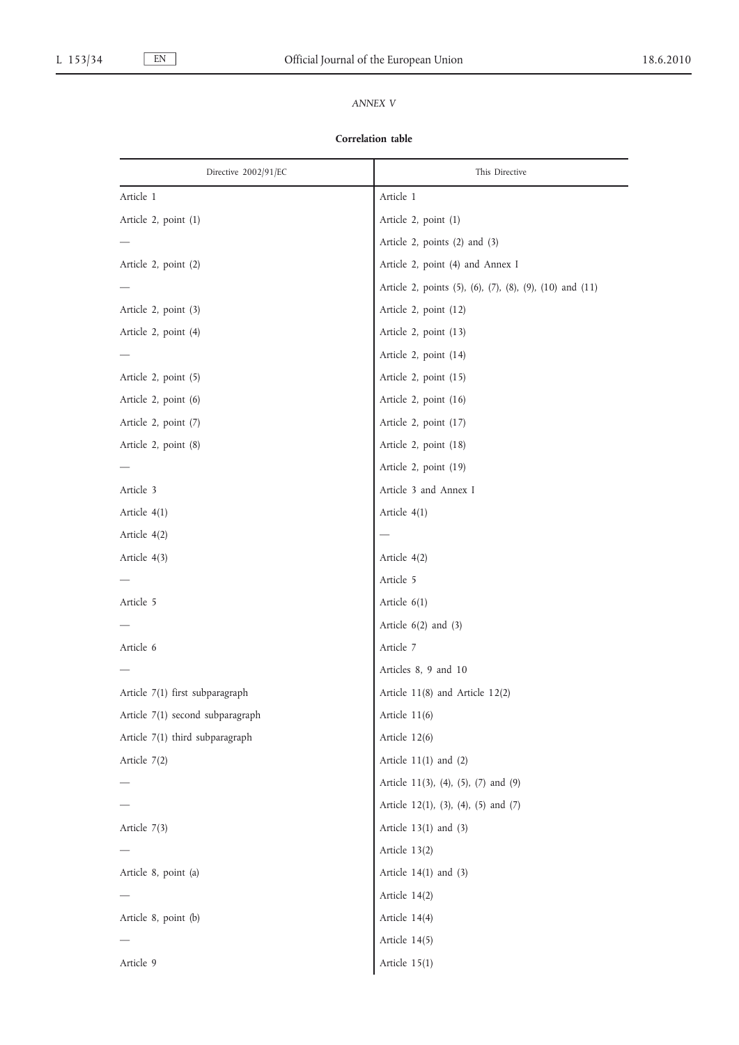*ANNEX V*

**Correlation table**

| Directive 2002/91/EC | This Directive |
|---|---|
| Article 1 | Article 1 |
| Article 2, point (1) | Article 2, point (1) |
| — | Article 2, points (2) and (3) |
| Article 2, point (2) | Article 2, point (4) and Annex I |
| — | Article 2, points (5), (6), (7), (8), (9), (10) and (11) |
| Article 2, point (3) | Article 2, point (12) |
| Article 2, point (4) | Article 2, point (13) |
| — | Article 2, point (14) |
| Article 2, point (5) | Article 2, point (15) |
| Article 2, point (6) | Article 2, point (16) |
| Article 2, point (7) | Article 2, point (17) |
| Article 2, point (8) | Article 2, point (18) |
| — | Article 2, point (19) |
| Article 3 | Article 3 and Annex I |
| Article 4(1) | Article 4(1) |
| Article 4(2) | — |
| Article 4(3) | Article 4(2) |
| — | Article 5 |
| Article 5 | Article 6(1) |
| — | Article 6(2) and (3) |
| Article 6 | Article 7 |
| — | Articles 8, 9 and 10 |
| Article 7(1) first subparagraph | Article 11(8) and Article 12(2) |
| Article 7(1) second subparagraph | Article 11(6) |
| Article 7(1) third subparagraph | Article 12(6) |
| Article 7(2) | Article 11(1) and (2) |
| — | Article 11(3), (4), (5), (7) and (9) |
| — | Article 12(1), (3), (4), (5) and (7) |
| Article 7(3) | Article 13(1) and (3) |
| — | Article 13(2) |
| Article 8, point (a) | Article 14(1) and (3) |
| — | Article 14(2) |
| Article 8, point (b) | Article 14(4) |
| — | Article 14(5) |
| Article 9 | Article 15(1) |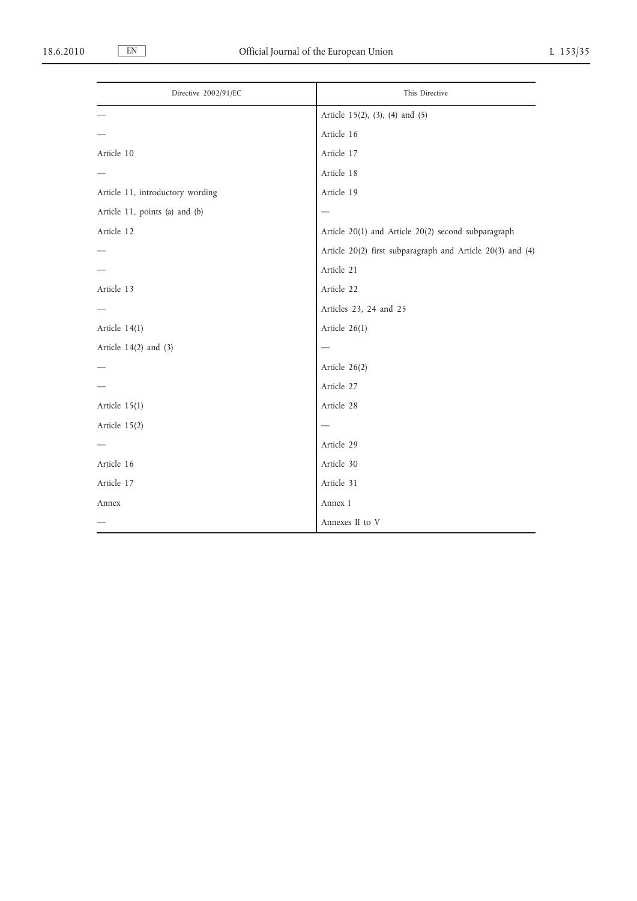| Directive 2002/91/EC | This Directive |
| --- | --- |
| — | Article 15(2), (3), (4) and (5) |
| — | Article 16 |
| Article 10 | Article 17 |
| — | Article 18 |
| Article 11, introductory wording | Article 19 |
| Article 11, points (a) and (b) | — |
| Article 12 | Article 20(1) and Article 20(2) second subparagraph |
| — | Article 20(2) first subparagraph and Article 20(3) and (4) |
| — | Article 21 |
| Article 13 | Article 22 |
| — | Articles 23, 24 and 25 |
| Article 14(1) | Article 26(1) |
| Article 14(2) and (3) | — |
| — | Article 26(2) |
| — | Article 27 |
| Article 15(1) | Article 28 |
| Article 15(2) | — |
| — | Article 29 |
| Article 16 | Article 30 |
| Article 17 | Article 31 |
| Annex | Annex I |
| — | Annexes II to V |